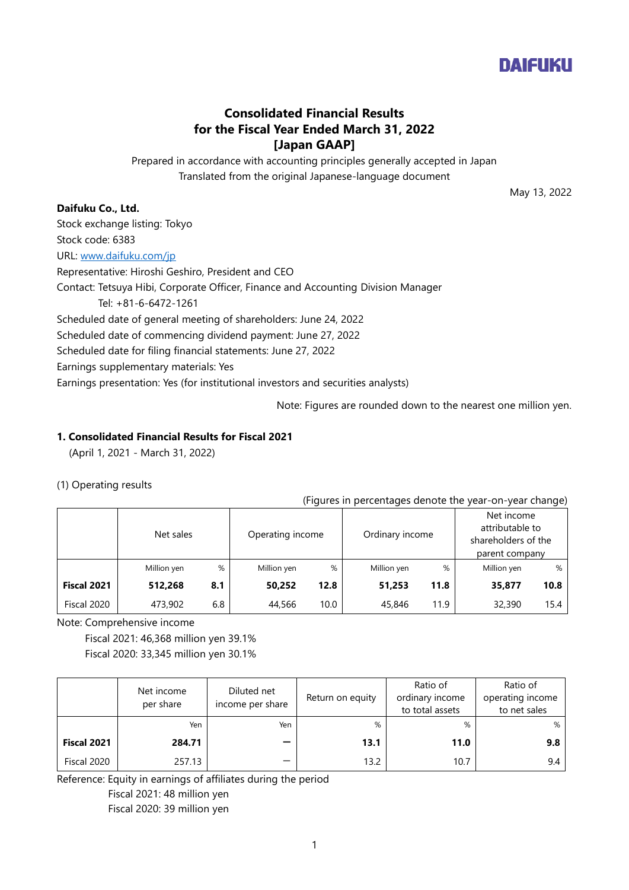DAIFUKU

# Consolidated Financial Results for the Fiscal Year Ended March 31, 2022 [Japan GAAP]

Prepared in accordance with accounting principles generally accepted in Japan
Translated from the original Japanese-language document

May 13, 2022

**Daifuku Co., Ltd.**
Stock exchange listing: Tokyo
Stock code: 6383
URL: www.daifuku.com/jp
Representative: Hiroshi Geshiro, President and CEO
Contact: Tetsuya Hibi, Corporate Officer, Finance and Accounting Division Manager
Tel: +81-6-6472-1261
Scheduled date of general meeting of shareholders: June 24, 2022
Scheduled date of commencing dividend payment: June 27, 2022
Scheduled date for filing financial statements: June 27, 2022
Earnings supplementary materials: Yes
Earnings presentation: Yes (for institutional investors and securities analysts)

Note: Figures are rounded down to the nearest one million yen.

### 1. Consolidated Financial Results for Fiscal 2021

(April 1, 2021 - March 31, 2022)

(1) Operating results

(Figures in percentages denote the year-on-year change)

| | Net sales | | Operating income | | Ordinary income | | Net income attributable to shareholders of the parent company | |
|---|---|---|---|---|---|---|---|---|
| | Million yen | % | Million yen | % | Million yen | % | Million yen | % |
| **Fiscal 2021** | **512,268** | **8.1** | **50,252** | **12.8** | **51,253** | **11.8** | **35,877** | **10.8** |
| Fiscal 2020 | 473,902 | 6.8 | 44,566 | 10.0 | 45,846 | 11.9 | 32,390 | 15.4 |

Note: Comprehensive income
Fiscal 2021: 46,368 million yen 39.1%
Fiscal 2020: 33,345 million yen 30.1%

| | Net income per share | Diluted net income per share | Return on equity | Ratio of ordinary income to total assets | Ratio of operating income to net sales |
|---|---|---|---|---|---|
| | Yen | Yen | % | % | % |
| **Fiscal 2021** | **284.71** | **—** | **13.1** | **11.0** | **9.8** |
| Fiscal 2020 | 257.13 | — | 13.2 | 10.7 | 9.4 |

Reference: Equity in earnings of affiliates during the period
Fiscal 2021: 48 million yen
Fiscal 2020: 39 million yen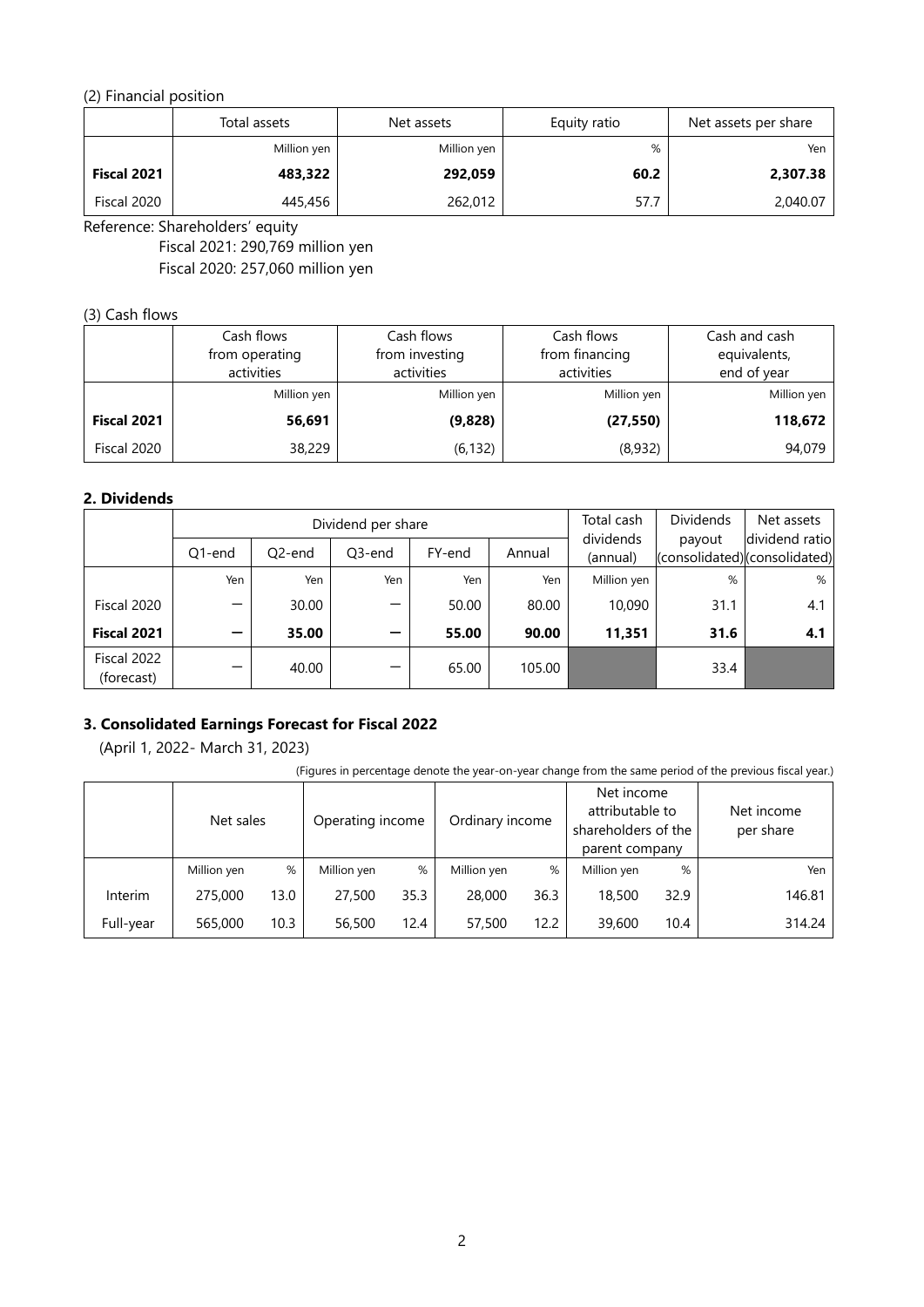(2) Financial position

| | Total assets | Net assets | Equity ratio | Net assets per share |
|---|---|---|---|---|
| | Million yen | Million yen | % | Yen |
| **Fiscal 2021** | **483,322** | **292,059** | **60.2** | **2,307.38** |
| Fiscal 2020 | 445,456 | 262,012 | 57.7 | 2,040.07 |

Reference: Shareholders' equity
Fiscal 2021: 290,769 million yen
Fiscal 2020: 257,060 million yen

(3) Cash flows

| | Cash flows from operating activities | Cash flows from investing activities | Cash flows from financing activities | Cash and cash equivalents, end of year |
|---|---|---|---|---|
| | Million yen | Million yen | Million yen | Million yen |
| **Fiscal 2021** | **56,691** | **(9,828)** | **(27,550)** | **118,672** |
| Fiscal 2020 | 38,229 | (6,132) | (8,932) | 94,079 |

## 2. Dividends

| | Dividend per share | | | | | Total cash dividends (annual) | Dividends payout (consolidated) | Net assets dividend ratio (consolidated) |
|---|---|---|---|---|---|---|---|---|
| | Q1-end | Q2-end | Q3-end | FY-end | Annual | | | |
| | Yen | Yen | Yen | Yen | Yen | Million yen | % | % |
| Fiscal 2020 | ― | 30.00 | ― | 50.00 | 80.00 | 10,090 | 31.1 | 4.1 |
| **Fiscal 2021** | **―** | **35.00** | **―** | **55.00** | **90.00** | **11,351** | **31.6** | **4.1** |
| Fiscal 2022 (forecast) | ― | 40.00 | ― | 65.00 | 105.00 | | 33.4 | |

## 3. Consolidated Earnings Forecast for Fiscal 2022

(April 1, 2022- March 31, 2023)

(Figures in percentage denote the year-on-year change from the same period of the previous fiscal year.)

| | Net sales | | Operating income | | Ordinary income | | Net income attributable to shareholders of the parent company | | Net income per share |
|---|---|---|---|---|---|---|---|---|---|
| | Million yen | % | Million yen | % | Million yen | % | Million yen | % | Yen |
| Interim | 275,000 | 13.0 | 27,500 | 35.3 | 28,000 | 36.3 | 18,500 | 32.9 | 146.81 |
| Full-year | 565,000 | 10.3 | 56,500 | 12.4 | 57,500 | 12.2 | 39,600 | 10.4 | 314.24 |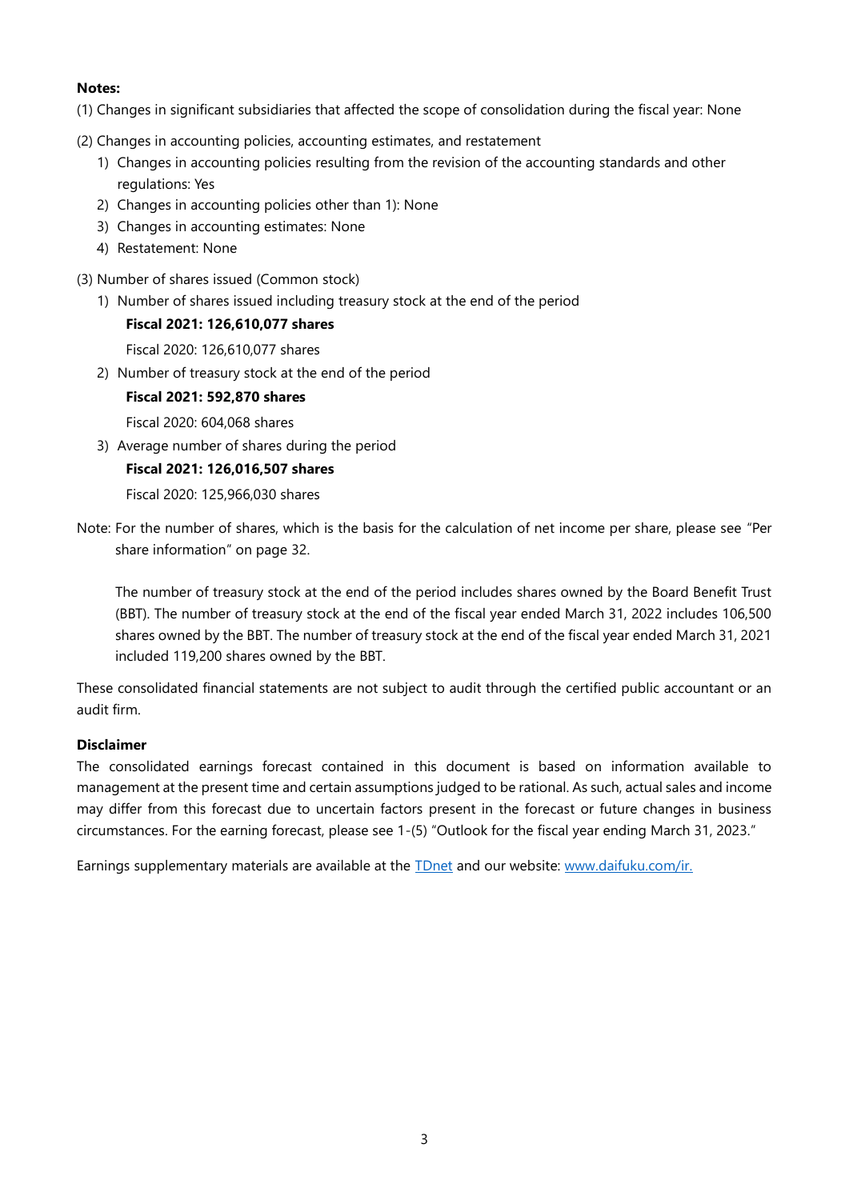**Notes:**

(1) Changes in significant subsidiaries that affected the scope of consolidation during the fiscal year: None

(2) Changes in accounting policies, accounting estimates, and restatement

1) Changes in accounting policies resulting from the revision of the accounting standards and other regulations: Yes
2) Changes in accounting policies other than 1): None
3) Changes in accounting estimates: None
4) Restatement: None

(3) Number of shares issued (Common stock)

1) Number of shares issued including treasury stock at the end of the period

   **Fiscal 2021: 126,610,077 shares**

   Fiscal 2020: 126,610,077 shares

2) Number of treasury stock at the end of the period

   **Fiscal 2021: 592,870 shares**

   Fiscal 2020: 604,068 shares

3) Average number of shares during the period

   **Fiscal 2021: 126,016,507 shares**

   Fiscal 2020: 125,966,030 shares

Note: For the number of shares, which is the basis for the calculation of net income per share, please see "Per share information" on page 32.

The number of treasury stock at the end of the period includes shares owned by the Board Benefit Trust (BBT). The number of treasury stock at the end of the fiscal year ended March 31, 2022 includes 106,500 shares owned by the BBT. The number of treasury stock at the end of the fiscal year ended March 31, 2021 included 119,200 shares owned by the BBT.

These consolidated financial statements are not subject to audit through the certified public accountant or an audit firm.

**Disclaimer**

The consolidated earnings forecast contained in this document is based on information available to management at the present time and certain assumptions judged to be rational. As such, actual sales and income may differ from this forecast due to uncertain factors present in the forecast or future changes in business circumstances. For the earning forecast, please see 1-(5) "Outlook for the fiscal year ending March 31, 2023."

Earnings supplementary materials are available at the TDnet and our website: www.daifuku.com/ir.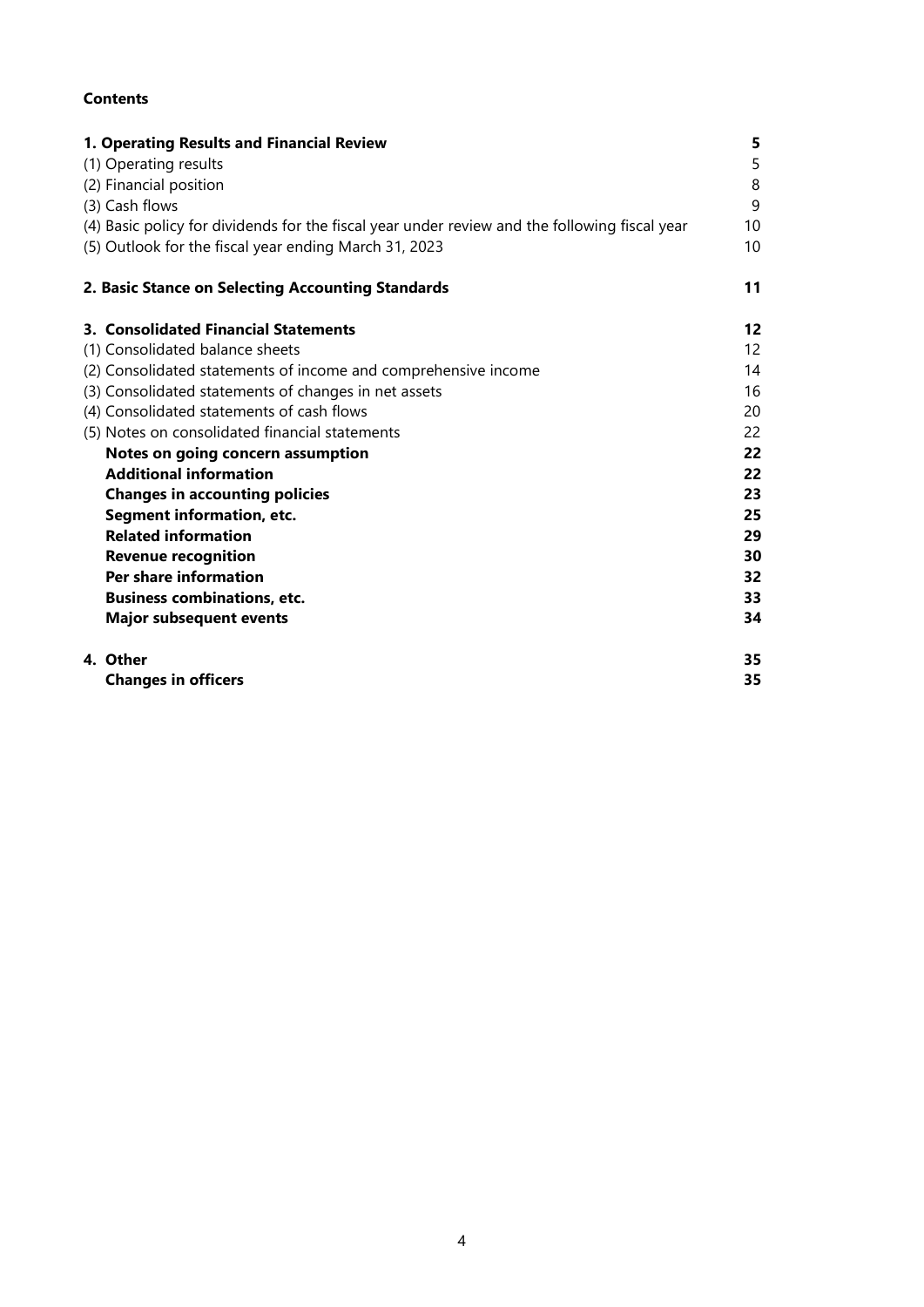**Contents**

| | |
|---|---|
| **1. Operating Results and Financial Review** | **5** |
| (1) Operating results | 5 |
| (2) Financial position | 8 |
| (3) Cash flows | 9 |
| (4) Basic policy for dividends for the fiscal year under review and the following fiscal year | 10 |
| (5) Outlook for the fiscal year ending March 31, 2023 | 10 |
| **2. Basic Stance on Selecting Accounting Standards** | **11** |
| **3. Consolidated Financial Statements** | **12** |
| (1) Consolidated balance sheets | 12 |
| (2) Consolidated statements of income and comprehensive income | 14 |
| (3) Consolidated statements of changes in net assets | 16 |
| (4) Consolidated statements of cash flows | 20 |
| (5) Notes on consolidated financial statements | 22 |
| **Notes on going concern assumption** | **22** |
| **Additional information** | **22** |
| **Changes in accounting policies** | **23** |
| **Segment information, etc.** | **25** |
| **Related information** | **29** |
| **Revenue recognition** | **30** |
| **Per share information** | **32** |
| **Business combinations, etc.** | **33** |
| **Major subsequent events** | **34** |
| **4. Other** | **35** |
| **Changes in officers** | **35** |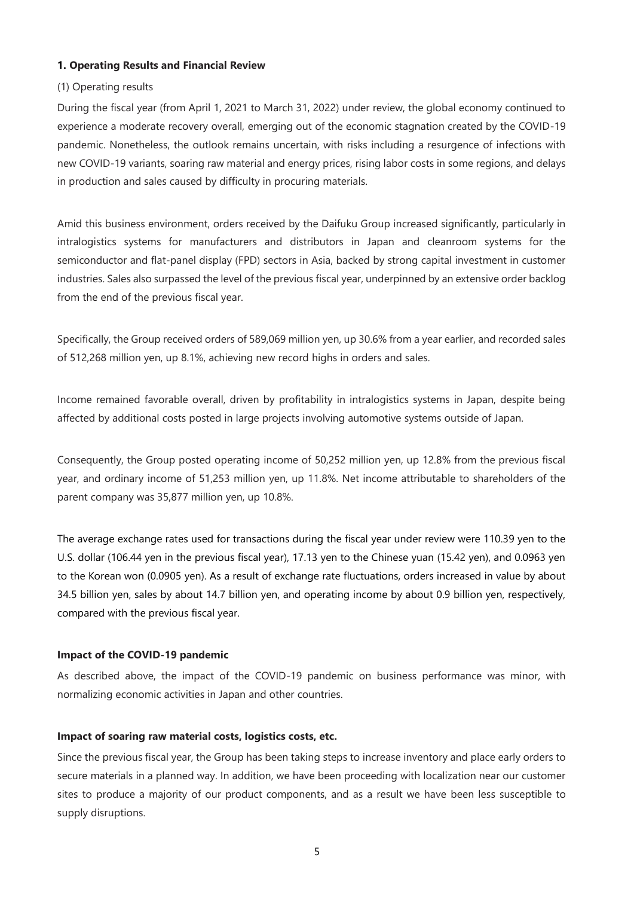## 1. Operating Results and Financial Review

### (1) Operating results

During the fiscal year (from April 1, 2021 to March 31, 2022) under review, the global economy continued to experience a moderate recovery overall, emerging out of the economic stagnation created by the COVID-19 pandemic. Nonetheless, the outlook remains uncertain, with risks including a resurgence of infections with new COVID-19 variants, soaring raw material and energy prices, rising labor costs in some regions, and delays in production and sales caused by difficulty in procuring materials.

Amid this business environment, orders received by the Daifuku Group increased significantly, particularly in intralogistics systems for manufacturers and distributors in Japan and cleanroom systems for the semiconductor and flat-panel display (FPD) sectors in Asia, backed by strong capital investment in customer industries. Sales also surpassed the level of the previous fiscal year, underpinned by an extensive order backlog from the end of the previous fiscal year.

Specifically, the Group received orders of 589,069 million yen, up 30.6% from a year earlier, and recorded sales of 512,268 million yen, up 8.1%, achieving new record highs in orders and sales.

Income remained favorable overall, driven by profitability in intralogistics systems in Japan, despite being affected by additional costs posted in large projects involving automotive systems outside of Japan.

Consequently, the Group posted operating income of 50,252 million yen, up 12.8% from the previous fiscal year, and ordinary income of 51,253 million yen, up 11.8%. Net income attributable to shareholders of the parent company was 35,877 million yen, up 10.8%.

The average exchange rates used for transactions during the fiscal year under review were 110.39 yen to the U.S. dollar (106.44 yen in the previous fiscal year), 17.13 yen to the Chinese yuan (15.42 yen), and 0.0963 yen to the Korean won (0.0905 yen). As a result of exchange rate fluctuations, orders increased in value by about 34.5 billion yen, sales by about 14.7 billion yen, and operating income by about 0.9 billion yen, respectively, compared with the previous fiscal year.

**Impact of the COVID-19 pandemic**

As described above, the impact of the COVID-19 pandemic on business performance was minor, with normalizing economic activities in Japan and other countries.

**Impact of soaring raw material costs, logistics costs, etc.**

Since the previous fiscal year, the Group has been taking steps to increase inventory and place early orders to secure materials in a planned way. In addition, we have been proceeding with localization near our customer sites to produce a majority of our product components, and as a result we have been less susceptible to supply disruptions.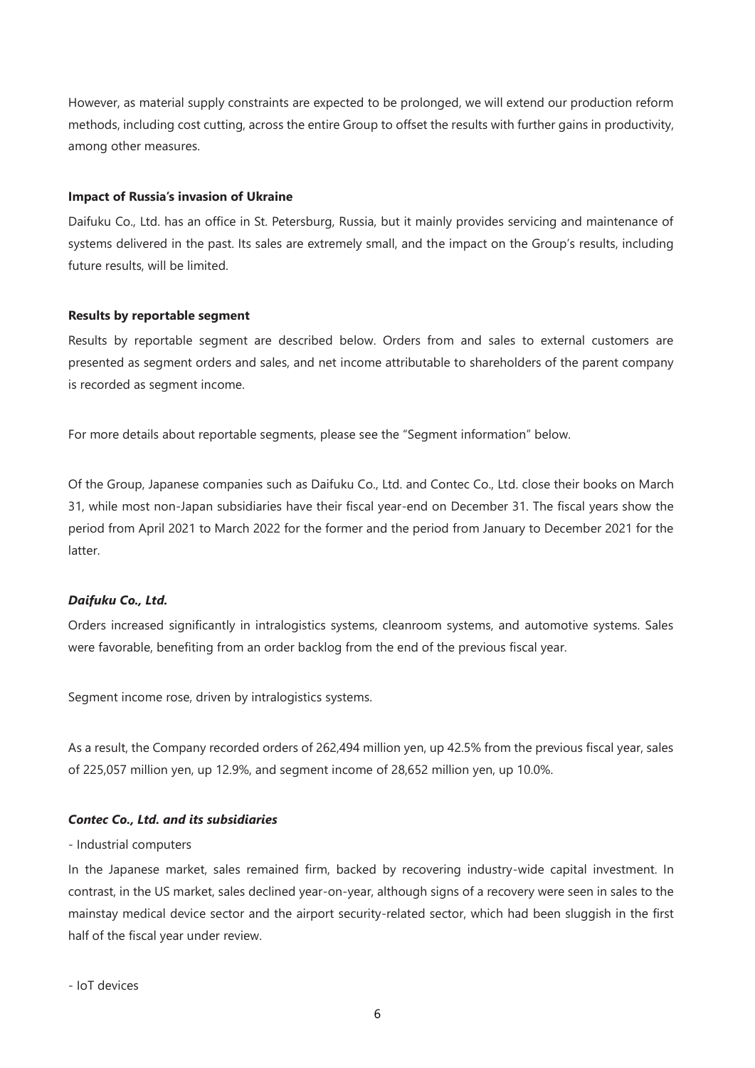However, as material supply constraints are expected to be prolonged, we will extend our production reform methods, including cost cutting, across the entire Group to offset the results with further gains in productivity, among other measures.

**Impact of Russia's invasion of Ukraine**

Daifuku Co., Ltd. has an office in St. Petersburg, Russia, but it mainly provides servicing and maintenance of systems delivered in the past. Its sales are extremely small, and the impact on the Group's results, including future results, will be limited.

**Results by reportable segment**

Results by reportable segment are described below. Orders from and sales to external customers are presented as segment orders and sales, and net income attributable to shareholders of the parent company is recorded as segment income.

For more details about reportable segments, please see the "Segment information" below.

Of the Group, Japanese companies such as Daifuku Co., Ltd. and Contec Co., Ltd. close their books on March 31, while most non-Japan subsidiaries have their fiscal year-end on December 31. The fiscal years show the period from April 2021 to March 2022 for the former and the period from January to December 2021 for the latter.

***Daifuku Co., Ltd.***

Orders increased significantly in intralogistics systems, cleanroom systems, and automotive systems. Sales were favorable, benefiting from an order backlog from the end of the previous fiscal year.

Segment income rose, driven by intralogistics systems.

As a result, the Company recorded orders of 262,494 million yen, up 42.5% from the previous fiscal year, sales of 225,057 million yen, up 12.9%, and segment income of 28,652 million yen, up 10.0%.

***Contec Co., Ltd. and its subsidiaries***

- Industrial computers

In the Japanese market, sales remained firm, backed by recovering industry-wide capital investment. In contrast, in the US market, sales declined year-on-year, although signs of a recovery were seen in sales to the mainstay medical device sector and the airport security-related sector, which had been sluggish in the first half of the fiscal year under review.

- IoT devices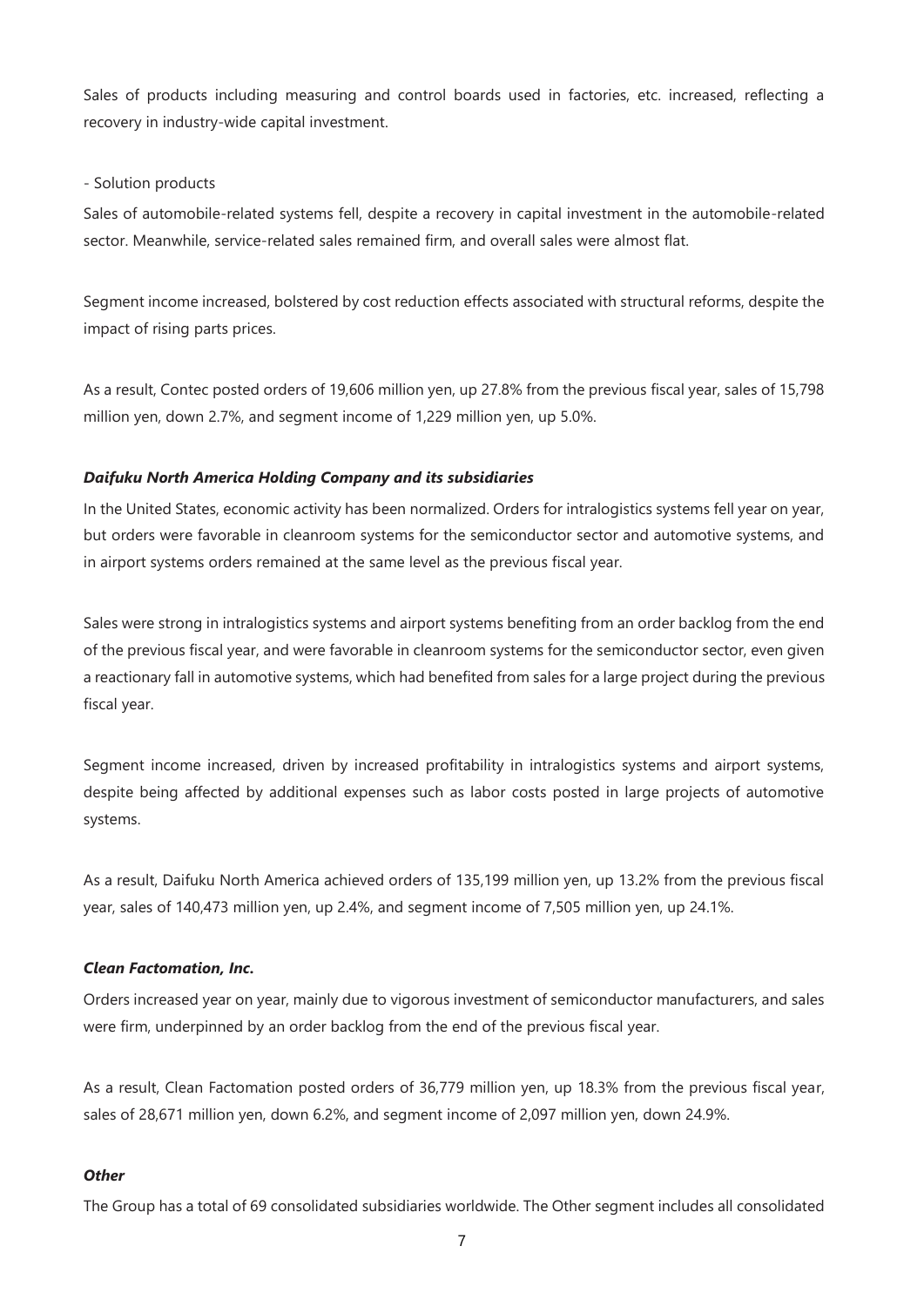Sales of products including measuring and control boards used in factories, etc. increased, reflecting a recovery in industry-wide capital investment.

- Solution products

Sales of automobile-related systems fell, despite a recovery in capital investment in the automobile-related sector. Meanwhile, service-related sales remained firm, and overall sales were almost flat.

Segment income increased, bolstered by cost reduction effects associated with structural reforms, despite the impact of rising parts prices.

As a result, Contec posted orders of 19,606 million yen, up 27.8% from the previous fiscal year, sales of 15,798 million yen, down 2.7%, and segment income of 1,229 million yen, up 5.0%.

***Daifuku North America Holding Company and its subsidiaries***

In the United States, economic activity has been normalized. Orders for intralogistics systems fell year on year, but orders were favorable in cleanroom systems for the semiconductor sector and automotive systems, and in airport systems orders remained at the same level as the previous fiscal year.

Sales were strong in intralogistics systems and airport systems benefiting from an order backlog from the end of the previous fiscal year, and were favorable in cleanroom systems for the semiconductor sector, even given a reactionary fall in automotive systems, which had benefited from sales for a large project during the previous fiscal year.

Segment income increased, driven by increased profitability in intralogistics systems and airport systems, despite being affected by additional expenses such as labor costs posted in large projects of automotive systems.

As a result, Daifuku North America achieved orders of 135,199 million yen, up 13.2% from the previous fiscal year, sales of 140,473 million yen, up 2.4%, and segment income of 7,505 million yen, up 24.1%.

***Clean Factomation, Inc.***

Orders increased year on year, mainly due to vigorous investment of semiconductor manufacturers, and sales were firm, underpinned by an order backlog from the end of the previous fiscal year.

As a result, Clean Factomation posted orders of 36,779 million yen, up 18.3% from the previous fiscal year, sales of 28,671 million yen, down 6.2%, and segment income of 2,097 million yen, down 24.9%.

***Other***

The Group has a total of 69 consolidated subsidiaries worldwide. The Other segment includes all consolidated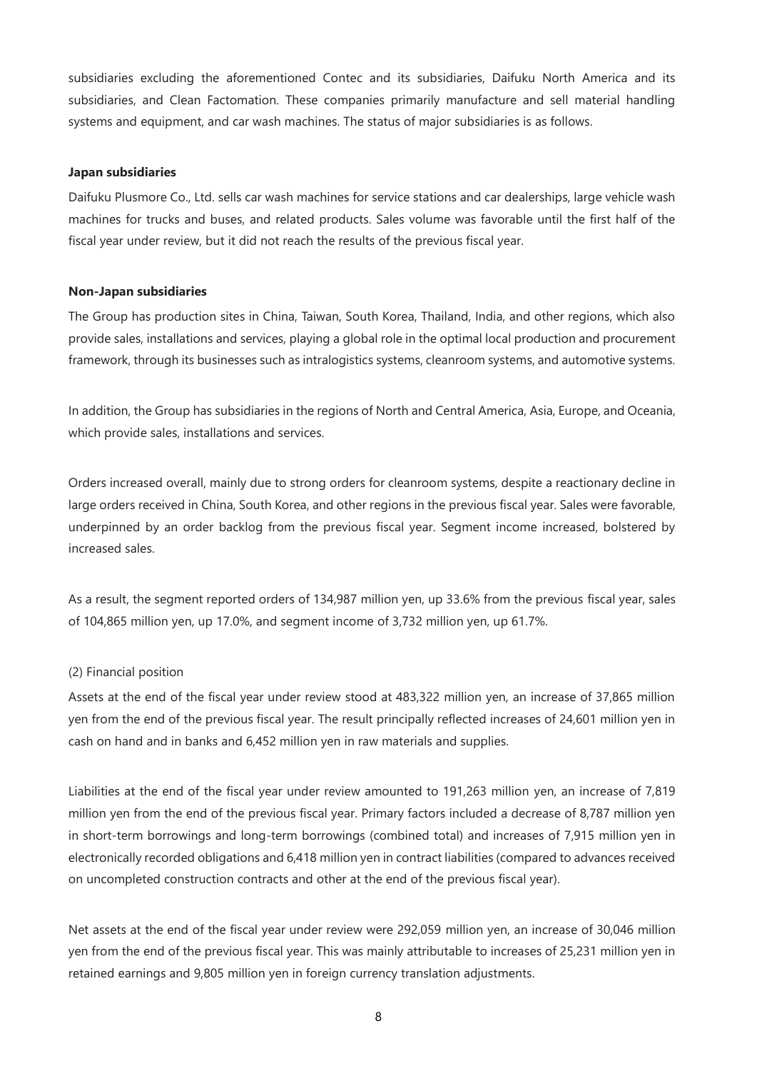subsidiaries excluding the aforementioned Contec and its subsidiaries, Daifuku North America and its subsidiaries, and Clean Factomation. These companies primarily manufacture and sell material handling systems and equipment, and car wash machines. The status of major subsidiaries is as follows.

**Japan subsidiaries**

Daifuku Plusmore Co., Ltd. sells car wash machines for service stations and car dealerships, large vehicle wash machines for trucks and buses, and related products. Sales volume was favorable until the first half of the fiscal year under review, but it did not reach the results of the previous fiscal year.

**Non-Japan subsidiaries**

The Group has production sites in China, Taiwan, South Korea, Thailand, India, and other regions, which also provide sales, installations and services, playing a global role in the optimal local production and procurement framework, through its businesses such as intralogistics systems, cleanroom systems, and automotive systems.

In addition, the Group has subsidiaries in the regions of North and Central America, Asia, Europe, and Oceania, which provide sales, installations and services.

Orders increased overall, mainly due to strong orders for cleanroom systems, despite a reactionary decline in large orders received in China, South Korea, and other regions in the previous fiscal year. Sales were favorable, underpinned by an order backlog from the previous fiscal year. Segment income increased, bolstered by increased sales.

As a result, the segment reported orders of 134,987 million yen, up 33.6% from the previous fiscal year, sales of 104,865 million yen, up 17.0%, and segment income of 3,732 million yen, up 61.7%.

(2) Financial position

Assets at the end of the fiscal year under review stood at 483,322 million yen, an increase of 37,865 million yen from the end of the previous fiscal year. The result principally reflected increases of 24,601 million yen in cash on hand and in banks and 6,452 million yen in raw materials and supplies.

Liabilities at the end of the fiscal year under review amounted to 191,263 million yen, an increase of 7,819 million yen from the end of the previous fiscal year. Primary factors included a decrease of 8,787 million yen in short-term borrowings and long-term borrowings (combined total) and increases of 7,915 million yen in electronically recorded obligations and 6,418 million yen in contract liabilities (compared to advances received on uncompleted construction contracts and other at the end of the previous fiscal year).

Net assets at the end of the fiscal year under review were 292,059 million yen, an increase of 30,046 million yen from the end of the previous fiscal year. This was mainly attributable to increases of 25,231 million yen in retained earnings and 9,805 million yen in foreign currency translation adjustments.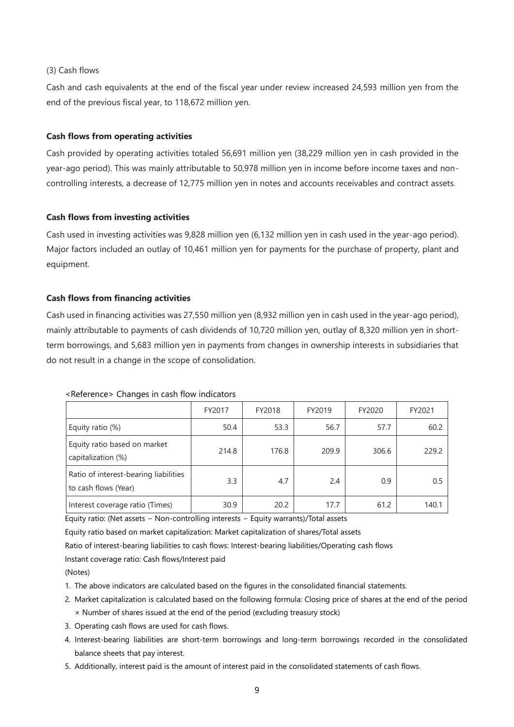(3) Cash flows

Cash and cash equivalents at the end of the fiscal year under review increased 24,593 million yen from the end of the previous fiscal year, to 118,672 million yen.

**Cash flows from operating activities**

Cash provided by operating activities totaled 56,691 million yen (38,229 million yen in cash provided in the year-ago period). This was mainly attributable to 50,978 million yen in income before income taxes and non-controlling interests, a decrease of 12,775 million yen in notes and accounts receivables and contract assets.

**Cash flows from investing activities**

Cash used in investing activities was 9,828 million yen (6,132 million yen in cash used in the year-ago period). Major factors included an outlay of 10,461 million yen for payments for the purchase of property, plant and equipment.

**Cash flows from financing activities**

Cash used in financing activities was 27,550 million yen (8,932 million yen in cash used in the year-ago period), mainly attributable to payments of cash dividends of 10,720 million yen, outlay of 8,320 million yen in short-term borrowings, and 5,683 million yen in payments from changes in ownership interests in subsidiaries that do not result in a change in the scope of consolidation.

<Reference> Changes in cash flow indicators

| | FY2017 | FY2018 | FY2019 | FY2020 | FY2021 |
|---|---|---|---|---|---|
| Equity ratio (%) | 50.4 | 53.3 | 56.7 | 57.7 | 60.2 |
| Equity ratio based on market capitalization (%) | 214.8 | 176.8 | 209.9 | 306.6 | 229.2 |
| Ratio of interest-bearing liabilities to cash flows (Year) | 3.3 | 4.7 | 2.4 | 0.9 | 0.5 |
| Interest coverage ratio (Times) | 30.9 | 20.2 | 17.7 | 61.2 | 140.1 |

Equity ratio: (Net assets − Non-controlling interests − Equity warrants)/Total assets

Equity ratio based on market capitalization: Market capitalization of shares/Total assets

Ratio of interest-bearing liabilities to cash flows: Interest-bearing liabilities/Operating cash flows

Instant coverage ratio: Cash flows/Interest paid

(Notes)

1. The above indicators are calculated based on the figures in the consolidated financial statements.
2. Market capitalization is calculated based on the following formula: Closing price of shares at the end of the period × Number of shares issued at the end of the period (excluding treasury stock)
3. Operating cash flows are used for cash flows.
4. Interest-bearing liabilities are short-term borrowings and long-term borrowings recorded in the consolidated balance sheets that pay interest.
5. Additionally, interest paid is the amount of interest paid in the consolidated statements of cash flows.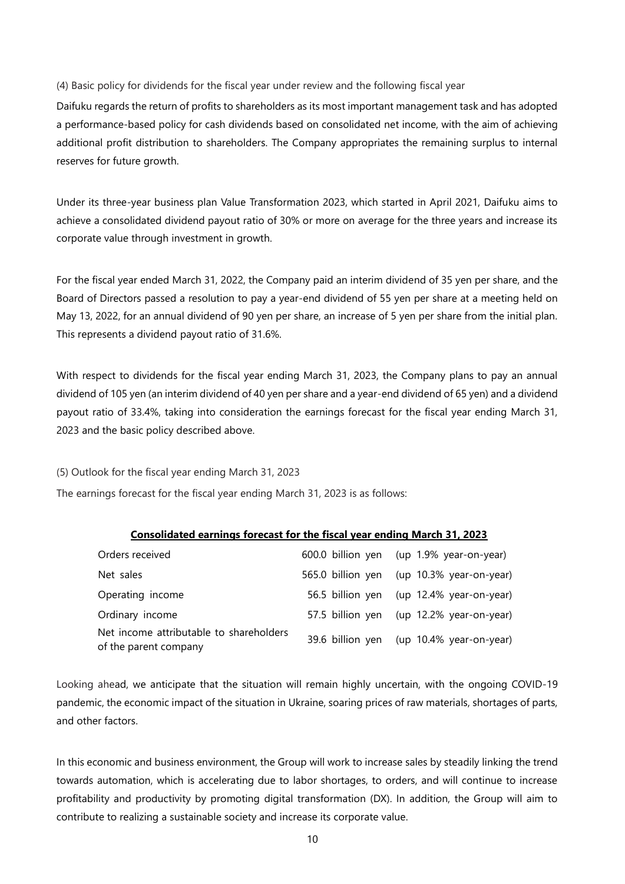### (4) Basic policy for dividends for the fiscal year under review and the following fiscal year

Daifuku regards the return of profits to shareholders as its most important management task and has adopted a performance-based policy for cash dividends based on consolidated net income, with the aim of achieving additional profit distribution to shareholders. The Company appropriates the remaining surplus to internal reserves for future growth.

Under its three-year business plan Value Transformation 2023, which started in April 2021, Daifuku aims to achieve a consolidated dividend payout ratio of 30% or more on average for the three years and increase its corporate value through investment in growth.

For the fiscal year ended March 31, 2022, the Company paid an interim dividend of 35 yen per share, and the Board of Directors passed a resolution to pay a year-end dividend of 55 yen per share at a meeting held on May 13, 2022, for an annual dividend of 90 yen per share, an increase of 5 yen per share from the initial plan. This represents a dividend payout ratio of 31.6%.

With respect to dividends for the fiscal year ending March 31, 2023, the Company plans to pay an annual dividend of 105 yen (an interim dividend of 40 yen per share and a year-end dividend of 65 yen) and a dividend payout ratio of 33.4%, taking into consideration the earnings forecast for the fiscal year ending March 31, 2023 and the basic policy described above.

### (5) Outlook for the fiscal year ending March 31, 2023

The earnings forecast for the fiscal year ending March 31, 2023 is as follows:

**Consolidated earnings forecast for the fiscal year ending March 31, 2023**

| | | |
|---|---|---|
| Orders received | 600.0 billion yen | (up 1.9% year-on-year) |
| Net sales | 565.0 billion yen | (up 10.3% year-on-year) |
| Operating income | 56.5 billion yen | (up 12.4% year-on-year) |
| Ordinary income | 57.5 billion yen | (up 12.2% year-on-year) |
| Net income attributable to shareholders of the parent company | 39.6 billion yen | (up 10.4% year-on-year) |

Looking ahead, we anticipate that the situation will remain highly uncertain, with the ongoing COVID-19 pandemic, the economic impact of the situation in Ukraine, soaring prices of raw materials, shortages of parts, and other factors.

In this economic and business environment, the Group will work to increase sales by steadily linking the trend towards automation, which is accelerating due to labor shortages, to orders, and will continue to increase profitability and productivity by promoting digital transformation (DX). In addition, the Group will aim to contribute to realizing a sustainable society and increase its corporate value.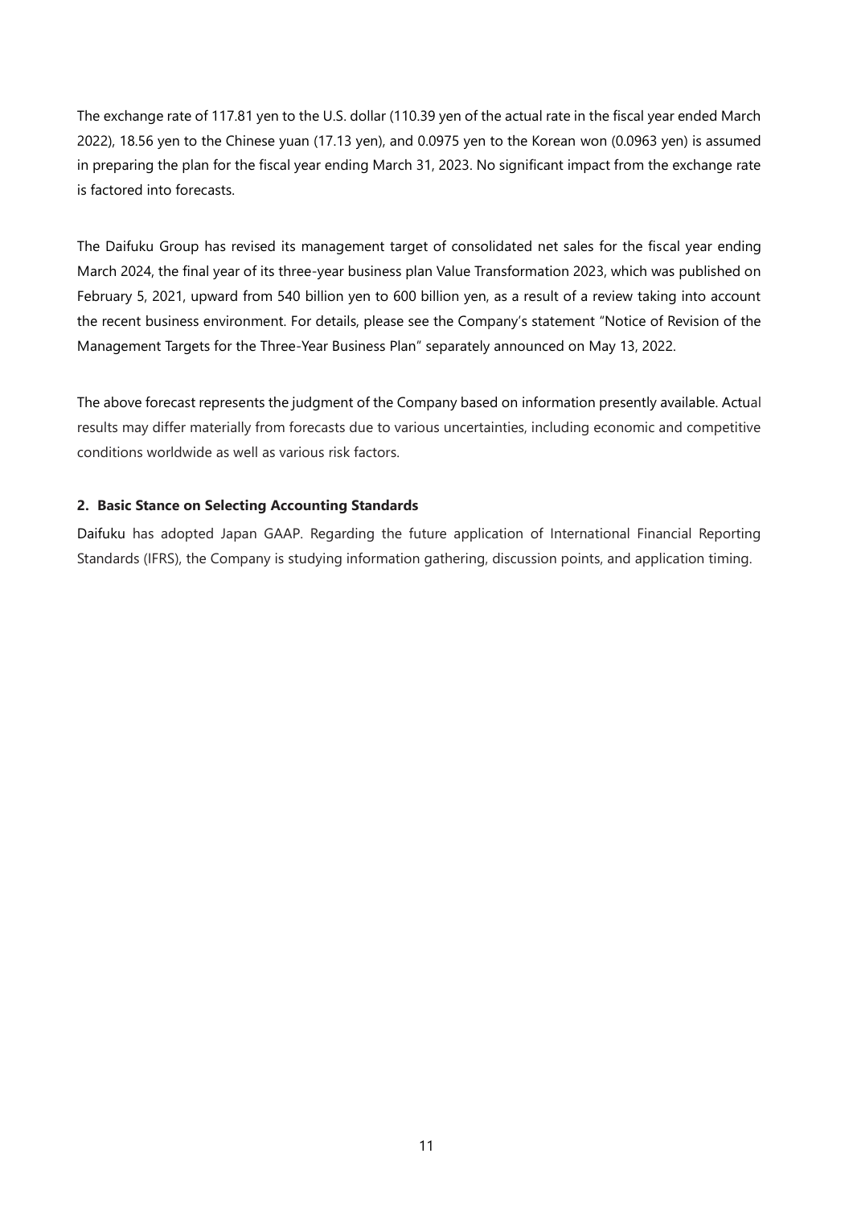The exchange rate of 117.81 yen to the U.S. dollar (110.39 yen of the actual rate in the fiscal year ended March 2022), 18.56 yen to the Chinese yuan (17.13 yen), and 0.0975 yen to the Korean won (0.0963 yen) is assumed in preparing the plan for the fiscal year ending March 31, 2023. No significant impact from the exchange rate is factored into forecasts.

The Daifuku Group has revised its management target of consolidated net sales for the fiscal year ending March 2024, the final year of its three-year business plan Value Transformation 2023, which was published on February 5, 2021, upward from 540 billion yen to 600 billion yen, as a result of a review taking into account the recent business environment. For details, please see the Company's statement "Notice of Revision of the Management Targets for the Three-Year Business Plan" separately announced on May 13, 2022.

The above forecast represents the judgment of the Company based on information presently available. Actual results may differ materially from forecasts due to various uncertainties, including economic and competitive conditions worldwide as well as various risk factors.

### 2. Basic Stance on Selecting Accounting Standards

Daifuku has adopted Japan GAAP. Regarding the future application of International Financial Reporting Standards (IFRS), the Company is studying information gathering, discussion points, and application timing.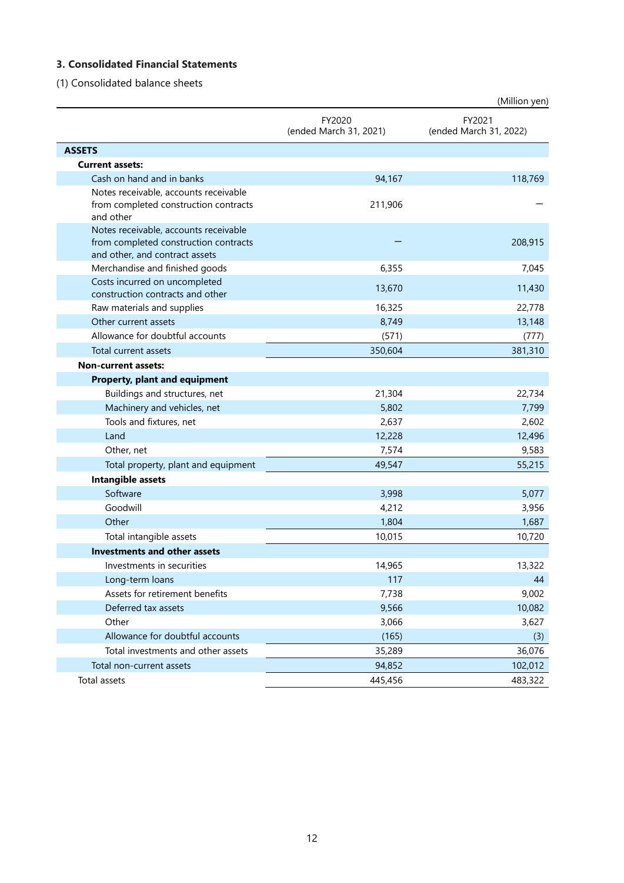## 3. Consolidated Financial Statements

(1) Consolidated balance sheets

(Million yen)

| | FY2020 (ended March 31, 2021) | FY2021 (ended March 31, 2022) |
|---|---|---|
| **ASSETS** | | |
| **Current assets:** | | |
| Cash on hand and in banks | 94,167 | 118,769 |
| Notes receivable, accounts receivable from completed construction contracts and other | 211,906 | － |
| Notes receivable, accounts receivable from completed construction contracts and other, and contract assets | － | 208,915 |
| Merchandise and finished goods | 6,355 | 7,045 |
| Costs incurred on uncompleted construction contracts and other | 13,670 | 11,430 |
| Raw materials and supplies | 16,325 | 22,778 |
| Other current assets | 8,749 | 13,148 |
| Allowance for doubtful accounts | (571) | (777) |
| Total current assets | 350,604 | 381,310 |
| **Non-current assets:** | | |
| **Property, plant and equipment** | | |
| Buildings and structures, net | 21,304 | 22,734 |
| Machinery and vehicles, net | 5,802 | 7,799 |
| Tools and fixtures, net | 2,637 | 2,602 |
| Land | 12,228 | 12,496 |
| Other, net | 7,574 | 9,583 |
| Total property, plant and equipment | 49,547 | 55,215 |
| **Intangible assets** | | |
| Software | 3,998 | 5,077 |
| Goodwill | 4,212 | 3,956 |
| Other | 1,804 | 1,687 |
| Total intangible assets | 10,015 | 10,720 |
| **Investments and other assets** | | |
| Investments in securities | 14,965 | 13,322 |
| Long-term loans | 117 | 44 |
| Assets for retirement benefits | 7,738 | 9,002 |
| Deferred tax assets | 9,566 | 10,082 |
| Other | 3,066 | 3,627 |
| Allowance for doubtful accounts | (165) | (3) |
| Total investments and other assets | 35,289 | 36,076 |
| Total non-current assets | 94,852 | 102,012 |
| Total assets | 445,456 | 483,322 |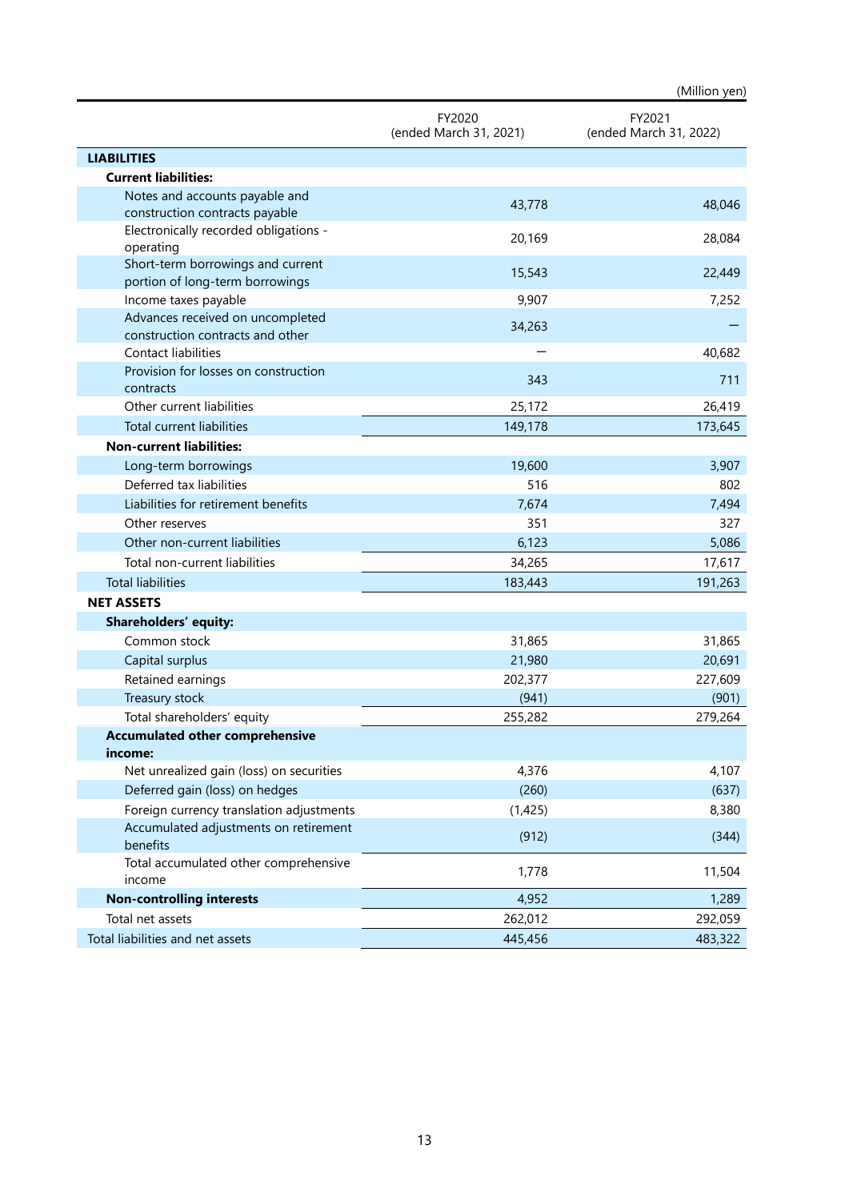(Million yen)

| | FY2020 (ended March 31, 2021) | FY2021 (ended March 31, 2022) |
|---|---|---|
| **LIABILITIES** | | |
| **Current liabilities:** | | |
| Notes and accounts payable and construction contracts payable | 43,778 | 48,046 |
| Electronically recorded obligations - operating | 20,169 | 28,084 |
| Short-term borrowings and current portion of long-term borrowings | 15,543 | 22,449 |
| Income taxes payable | 9,907 | 7,252 |
| Advances received on uncompleted construction contracts and other | 34,263 | — |
| Contact liabilities | — | 40,682 |
| Provision for losses on construction contracts | 343 | 711 |
| Other current liabilities | 25,172 | 26,419 |
| Total current liabilities | 149,178 | 173,645 |
| **Non-current liabilities:** | | |
| Long-term borrowings | 19,600 | 3,907 |
| Deferred tax liabilities | 516 | 802 |
| Liabilities for retirement benefits | 7,674 | 7,494 |
| Other reserves | 351 | 327 |
| Other non-current liabilities | 6,123 | 5,086 |
| Total non-current liabilities | 34,265 | 17,617 |
| Total liabilities | 183,443 | 191,263 |
| **NET ASSETS** | | |
| **Shareholders' equity:** | | |
| Common stock | 31,865 | 31,865 |
| Capital surplus | 21,980 | 20,691 |
| Retained earnings | 202,377 | 227,609 |
| Treasury stock | (941) | (901) |
| Total shareholders' equity | 255,282 | 279,264 |
| **Accumulated other comprehensive income:** | | |
| Net unrealized gain (loss) on securities | 4,376 | 4,107 |
| Deferred gain (loss) on hedges | (260) | (637) |
| Foreign currency translation adjustments | (1,425) | 8,380 |
| Accumulated adjustments on retirement benefits | (912) | (344) |
| Total accumulated other comprehensive income | 1,778 | 11,504 |
| **Non-controlling interests** | 4,952 | 1,289 |
| Total net assets | 262,012 | 292,059 |
| Total liabilities and net assets | 445,456 | 483,322 |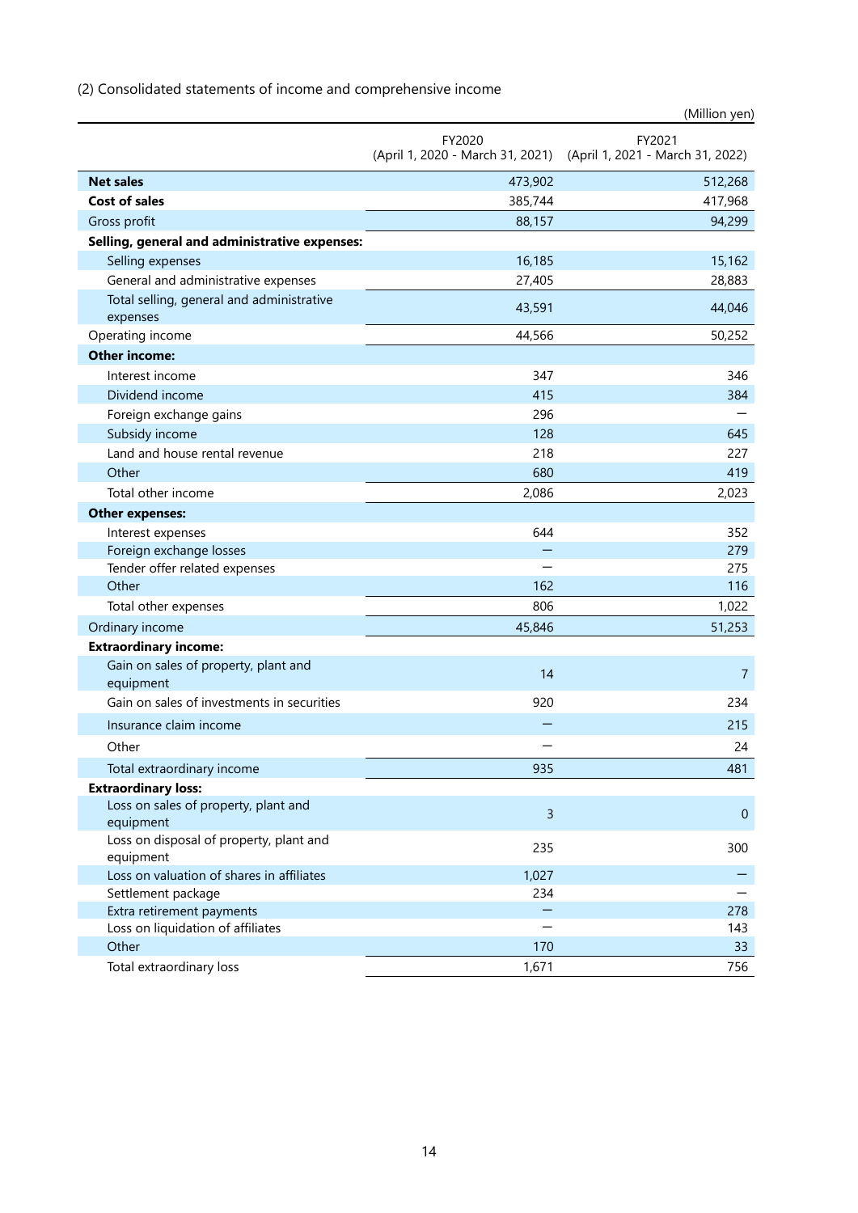(2) Consolidated statements of income and comprehensive income

(Million yen)

| | FY2020 (April 1, 2020 - March 31, 2021) | FY2021 (April 1, 2021 - March 31, 2022) |
|---|---|---|
| **Net sales** | 473,902 | 512,268 |
| **Cost of sales** | 385,744 | 417,968 |
| Gross profit | 88,157 | 94,299 |
| **Selling, general and administrative expenses:** | | |
| Selling expenses | 16,185 | 15,162 |
| General and administrative expenses | 27,405 | 28,883 |
| Total selling, general and administrative expenses | 43,591 | 44,046 |
| Operating income | 44,566 | 50,252 |
| **Other income:** | | |
| Interest income | 347 | 346 |
| Dividend income | 415 | 384 |
| Foreign exchange gains | 296 | – |
| Subsidy income | 128 | 645 |
| Land and house rental revenue | 218 | 227 |
| Other | 680 | 419 |
| Total other income | 2,086 | 2,023 |
| **Other expenses:** | | |
| Interest expenses | 644 | 352 |
| Foreign exchange losses | – | 279 |
| Tender offer related expenses | – | 275 |
| Other | 162 | 116 |
| Total other expenses | 806 | 1,022 |
| Ordinary income | 45,846 | 51,253 |
| **Extraordinary income:** | | |
| Gain on sales of property, plant and equipment | 14 | 7 |
| Gain on sales of investments in securities | 920 | 234 |
| Insurance claim income | – | 215 |
| Other | – | 24 |
| Total extraordinary income | 935 | 481 |
| **Extraordinary loss:** | | |
| Loss on sales of property, plant and equipment | 3 | 0 |
| Loss on disposal of property, plant and equipment | 235 | 300 |
| Loss on valuation of shares in affiliates | 1,027 | – |
| Settlement package | 234 | – |
| Extra retirement payments | – | 278 |
| Loss on liquidation of affiliates | – | 143 |
| Other | 170 | 33 |
| Total extraordinary loss | 1,671 | 756 |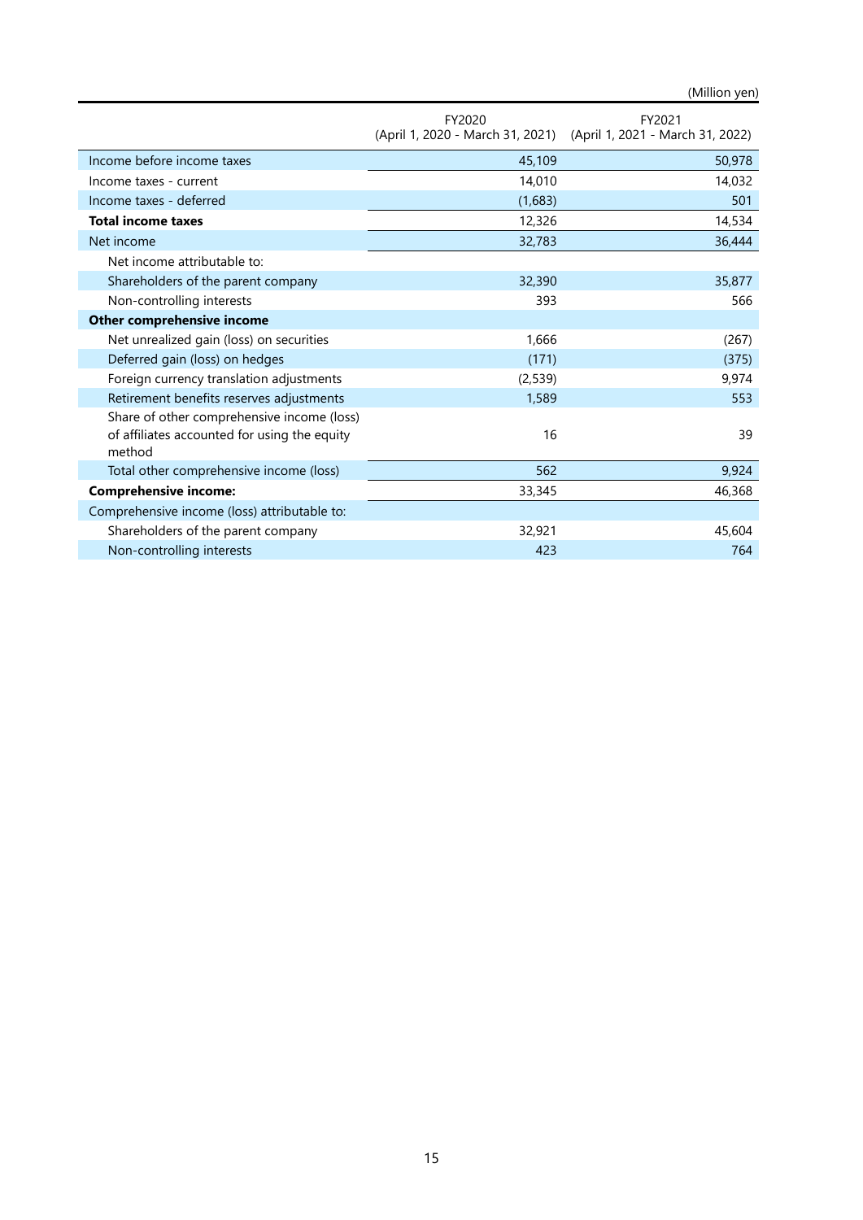(Million yen)

| | FY2020 (April 1, 2020 - March 31, 2021) | FY2021 (April 1, 2021 - March 31, 2022) |
|---|---|---|
| Income before income taxes | 45,109 | 50,978 |
| Income taxes - current | 14,010 | 14,032 |
| Income taxes - deferred | (1,683) | 501 |
| **Total income taxes** | 12,326 | 14,534 |
| Net income | 32,783 | 36,444 |
| Net income attributable to: | | |
| Shareholders of the parent company | 32,390 | 35,877 |
| Non-controlling interests | 393 | 566 |
| **Other comprehensive income** | | |
| Net unrealized gain (loss) on securities | 1,666 | (267) |
| Deferred gain (loss) on hedges | (171) | (375) |
| Foreign currency translation adjustments | (2,539) | 9,974 |
| Retirement benefits reserves adjustments | 1,589 | 553 |
| Share of other comprehensive income (loss) of affiliates accounted for using the equity method | 16 | 39 |
| Total other comprehensive income (loss) | 562 | 9,924 |
| **Comprehensive income:** | 33,345 | 46,368 |
| Comprehensive income (loss) attributable to: | | |
| Shareholders of the parent company | 32,921 | 45,604 |
| Non-controlling interests | 423 | 764 |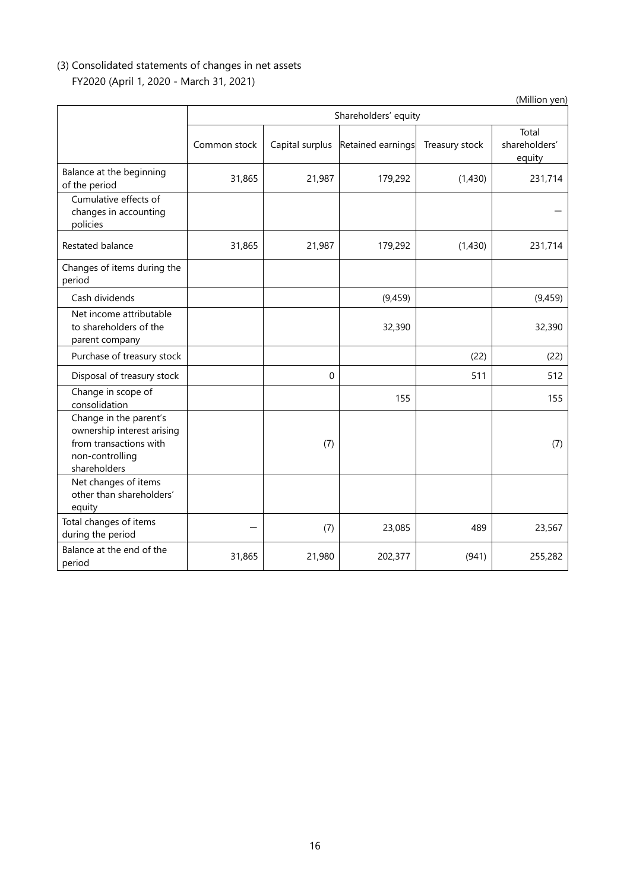### (3) Consolidated statements of changes in net assets

FY2020 (April 1, 2020 - March 31, 2021)

(Million yen)

| | Shareholders' equity | | | | |
|---|---|---|---|---|---|
| | Common stock | Capital surplus | Retained earnings | Treasury stock | Total shareholders' equity |
| Balance at the beginning of the period | 31,865 | 21,987 | 179,292 | (1,430) | 231,714 |
| Cumulative effects of changes in accounting policies | | | | | — |
| Restated balance | 31,865 | 21,987 | 179,292 | (1,430) | 231,714 |
| Changes of items during the period | | | | | |
| Cash dividends | | | (9,459) | | (9,459) |
| Net income attributable to shareholders of the parent company | | | 32,390 | | 32,390 |
| Purchase of treasury stock | | | | (22) | (22) |
| Disposal of treasury stock | | 0 | | 511 | 512 |
| Change in scope of consolidation | | | 155 | | 155 |
| Change in the parent's ownership interest arising from transactions with non-controlling shareholders | | (7) | | | (7) |
| Net changes of items other than shareholders' equity | | | | | |
| Total changes of items during the period | — | (7) | 23,085 | 489 | 23,567 |
| Balance at the end of the period | 31,865 | 21,980 | 202,377 | (941) | 255,282 |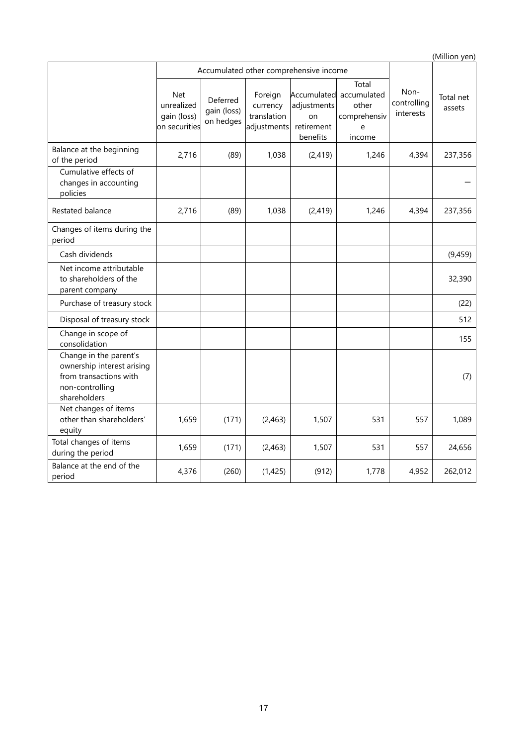(Million yen)

| | Accumulated other comprehensive income | | | | | Non-controlling interests | Total net assets |
|---|---|---|---|---|---|---|---|
| | Net unrealized gain (loss) on securities | Deferred gain (loss) on hedges | Foreign currency translation adjustments | Accumulated adjustments on retirement benefits | Total accumulated other comprehensive income | | |
| Balance at the beginning of the period | 2,716 | (89) | 1,038 | (2,419) | 1,246 | 4,394 | 237,356 |
| Cumulative effects of changes in accounting policies | | | | | | | − |
| Restated balance | 2,716 | (89) | 1,038 | (2,419) | 1,246 | 4,394 | 237,356 |
| Changes of items during the period | | | | | | | |
| Cash dividends | | | | | | | (9,459) |
| Net income attributable to shareholders of the parent company | | | | | | | 32,390 |
| Purchase of treasury stock | | | | | | | (22) |
| Disposal of treasury stock | | | | | | | 512 |
| Change in scope of consolidation | | | | | | | 155 |
| Change in the parent's ownership interest arising from transactions with non-controlling shareholders | | | | | | | (7) |
| Net changes of items other than shareholders' equity | 1,659 | (171) | (2,463) | 1,507 | 531 | 557 | 1,089 |
| Total changes of items during the period | 1,659 | (171) | (2,463) | 1,507 | 531 | 557 | 24,656 |
| Balance at the end of the period | 4,376 | (260) | (1,425) | (912) | 1,778 | 4,952 | 262,012 |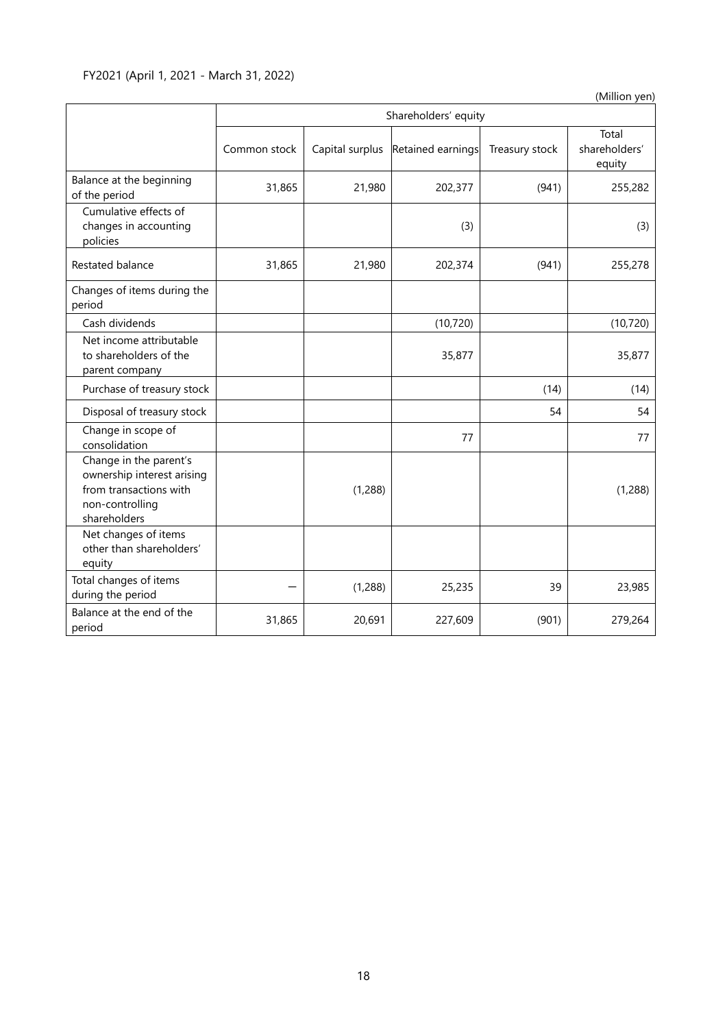FY2021 (April 1, 2021 - March 31, 2022)

(Million yen)

| | Shareholders' equity | | | | |
|---|---|---|---|---|---|
| | Common stock | Capital surplus | Retained earnings | Treasury stock | Total shareholders' equity |
| Balance at the beginning of the period | 31,865 | 21,980 | 202,377 | (941) | 255,282 |
| Cumulative effects of changes in accounting policies | | | (3) | | (3) |
| Restated balance | 31,865 | 21,980 | 202,374 | (941) | 255,278 |
| Changes of items during the period | | | | | |
| Cash dividends | | | (10,720) | | (10,720) |
| Net income attributable to shareholders of the parent company | | | 35,877 | | 35,877 |
| Purchase of treasury stock | | | | (14) | (14) |
| Disposal of treasury stock | | | | 54 | 54 |
| Change in scope of consolidation | | | 77 | | 77 |
| Change in the parent's ownership interest arising from transactions with non-controlling shareholders | | (1,288) | | | (1,288) |
| Net changes of items other than shareholders' equity | | | | | |
| Total changes of items during the period | — | (1,288) | 25,235 | 39 | 23,985 |
| Balance at the end of the period | 31,865 | 20,691 | 227,609 | (901) | 279,264 |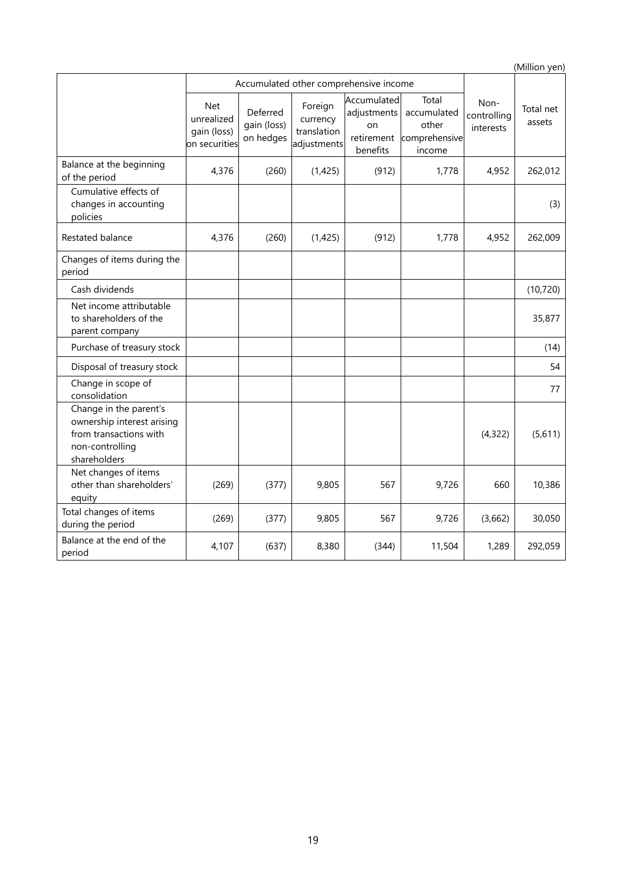(Million yen)

| | Accumulated other comprehensive income | | | | | Non-controlling interests | Total net assets |
|---|---|---|---|---|---|---|---|
| | Net unrealized gain (loss) on securities | Deferred gain (loss) on hedges | Foreign currency translation adjustments | Accumulated adjustments on retirement benefits | Total accumulated other comprehensive income | | |
| Balance at the beginning of the period | 4,376 | (260) | (1,425) | (912) | 1,778 | 4,952 | 262,012 |
| Cumulative effects of changes in accounting policies | | | | | | | (3) |
| Restated balance | 4,376 | (260) | (1,425) | (912) | 1,778 | 4,952 | 262,009 |
| Changes of items during the period | | | | | | | |
| Cash dividends | | | | | | | (10,720) |
| Net income attributable to shareholders of the parent company | | | | | | | 35,877 |
| Purchase of treasury stock | | | | | | | (14) |
| Disposal of treasury stock | | | | | | | 54 |
| Change in scope of consolidation | | | | | | | 77 |
| Change in the parent's ownership interest arising from transactions with non-controlling shareholders | | | | | | (4,322) | (5,611) |
| Net changes of items other than shareholders' equity | (269) | (377) | 9,805 | 567 | 9,726 | 660 | 10,386 |
| Total changes of items during the period | (269) | (377) | 9,805 | 567 | 9,726 | (3,662) | 30,050 |
| Balance at the end of the period | 4,107 | (637) | 8,380 | (344) | 11,504 | 1,289 | 292,059 |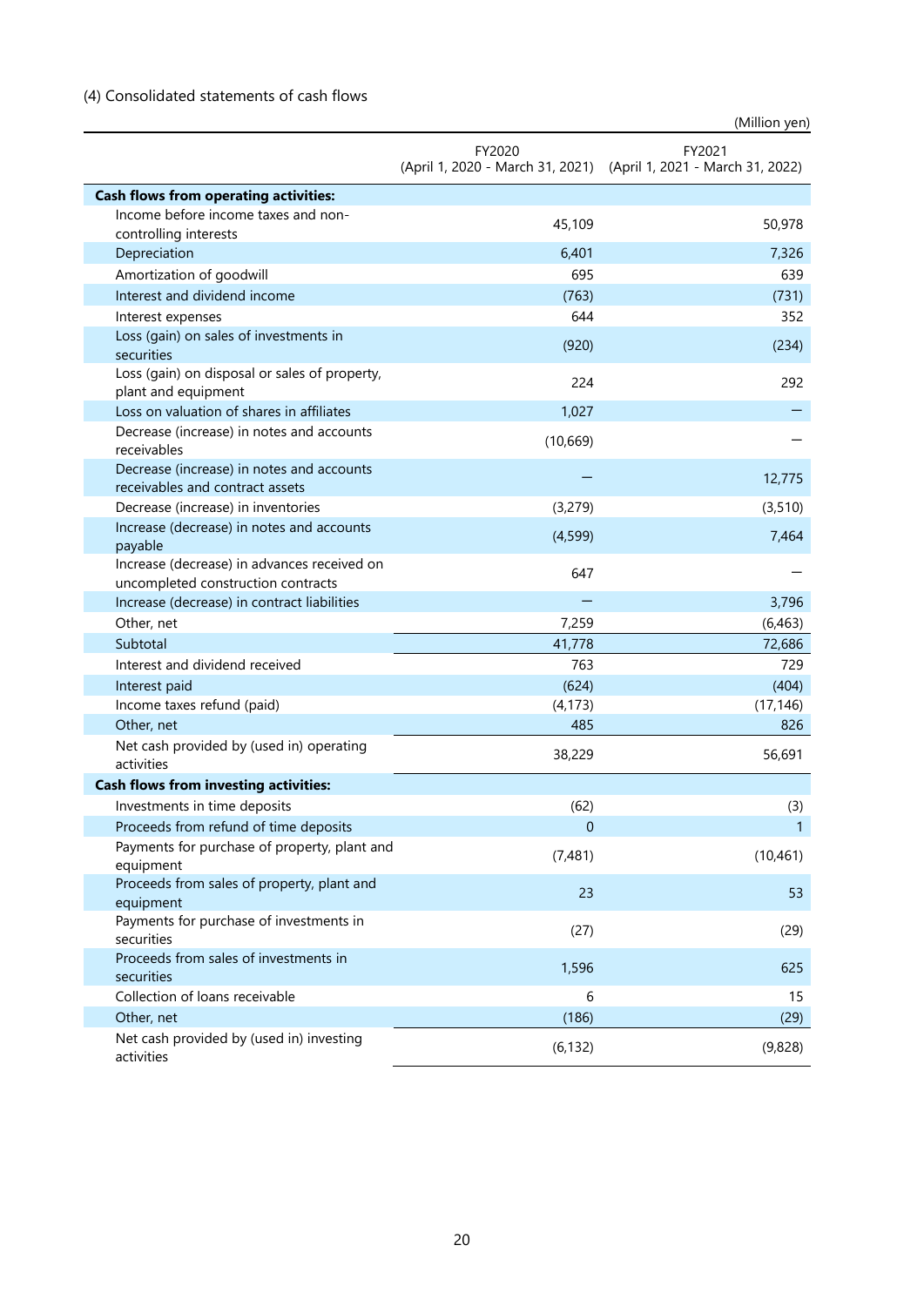### (4) Consolidated statements of cash flows

(Million yen)

| | FY2020 (April 1, 2020 - March 31, 2021) | FY2021 (April 1, 2021 - March 31, 2022) |
|---|---|---|
| **Cash flows from operating activities:** | | |
| Income before income taxes and non-controlling interests | 45,109 | 50,978 |
| Depreciation | 6,401 | 7,326 |
| Amortization of goodwill | 695 | 639 |
| Interest and dividend income | (763) | (731) |
| Interest expenses | 644 | 352 |
| Loss (gain) on sales of investments in securities | (920) | (234) |
| Loss (gain) on disposal or sales of property, plant and equipment | 224 | 292 |
| Loss on valuation of shares in affiliates | 1,027 | − |
| Decrease (increase) in notes and accounts receivables | (10,669) | − |
| Decrease (increase) in notes and accounts receivables and contract assets | − | 12,775 |
| Decrease (increase) in inventories | (3,279) | (3,510) |
| Increase (decrease) in notes and accounts payable | (4,599) | 7,464 |
| Increase (decrease) in advances received on uncompleted construction contracts | 647 | − |
| Increase (decrease) in contract liabilities | − | 3,796 |
| Other, net | 7,259 | (6,463) |
| Subtotal | 41,778 | 72,686 |
| Interest and dividend received | 763 | 729 |
| Interest paid | (624) | (404) |
| Income taxes refund (paid) | (4,173) | (17,146) |
| Other, net | 485 | 826 |
| Net cash provided by (used in) operating activities | 38,229 | 56,691 |
| **Cash flows from investing activities:** | | |
| Investments in time deposits | (62) | (3) |
| Proceeds from refund of time deposits | 0 | 1 |
| Payments for purchase of property, plant and equipment | (7,481) | (10,461) |
| Proceeds from sales of property, plant and equipment | 23 | 53 |
| Payments for purchase of investments in securities | (27) | (29) |
| Proceeds from sales of investments in securities | 1,596 | 625 |
| Collection of loans receivable | 6 | 15 |
| Other, net | (186) | (29) |
| Net cash provided by (used in) investing activities | (6,132) | (9,828) |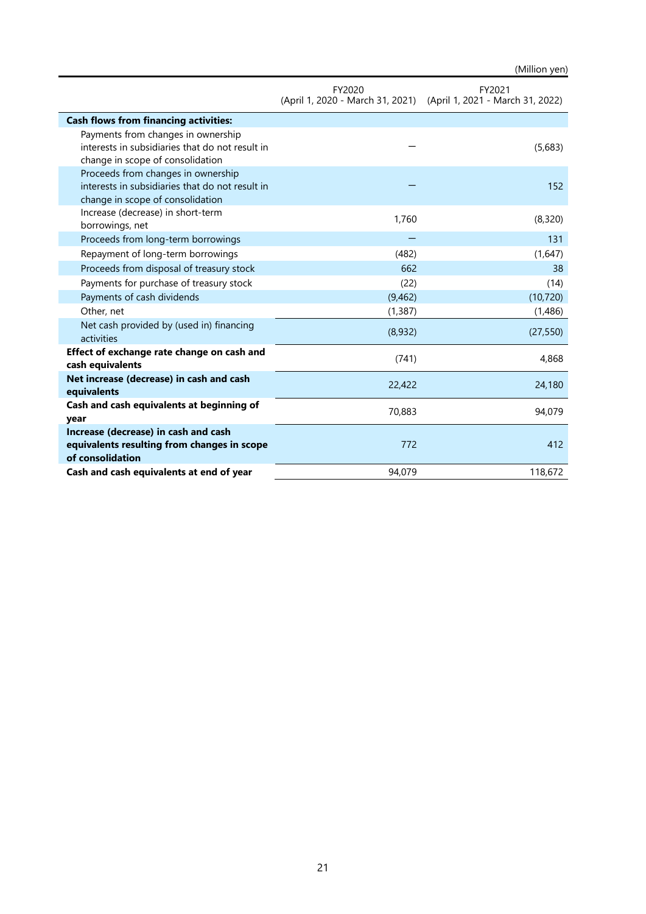(Million yen)

| | FY2020 (April 1, 2020 - March 31, 2021) | FY2021 (April 1, 2021 - March 31, 2022) |
|---|---|---|
| **Cash flows from financing activities:** | | |
| Payments from changes in ownership interests in subsidiaries that do not result in change in scope of consolidation | — | (5,683) |
| Proceeds from changes in ownership interests in subsidiaries that do not result in change in scope of consolidation | — | 152 |
| Increase (decrease) in short-term borrowings, net | 1,760 | (8,320) |
| Proceeds from long-term borrowings | — | 131 |
| Repayment of long-term borrowings | (482) | (1,647) |
| Proceeds from disposal of treasury stock | 662 | 38 |
| Payments for purchase of treasury stock | (22) | (14) |
| Payments of cash dividends | (9,462) | (10,720) |
| Other, net | (1,387) | (1,486) |
| Net cash provided by (used in) financing activities | (8,932) | (27,550) |
| **Effect of exchange rate change on cash and cash equivalents** | (741) | 4,868 |
| **Net increase (decrease) in cash and cash equivalents** | 22,422 | 24,180 |
| **Cash and cash equivalents at beginning of year** | 70,883 | 94,079 |
| **Increase (decrease) in cash and cash equivalents resulting from changes in scope of consolidation** | 772 | 412 |
| **Cash and cash equivalents at end of year** | 94,079 | 118,672 |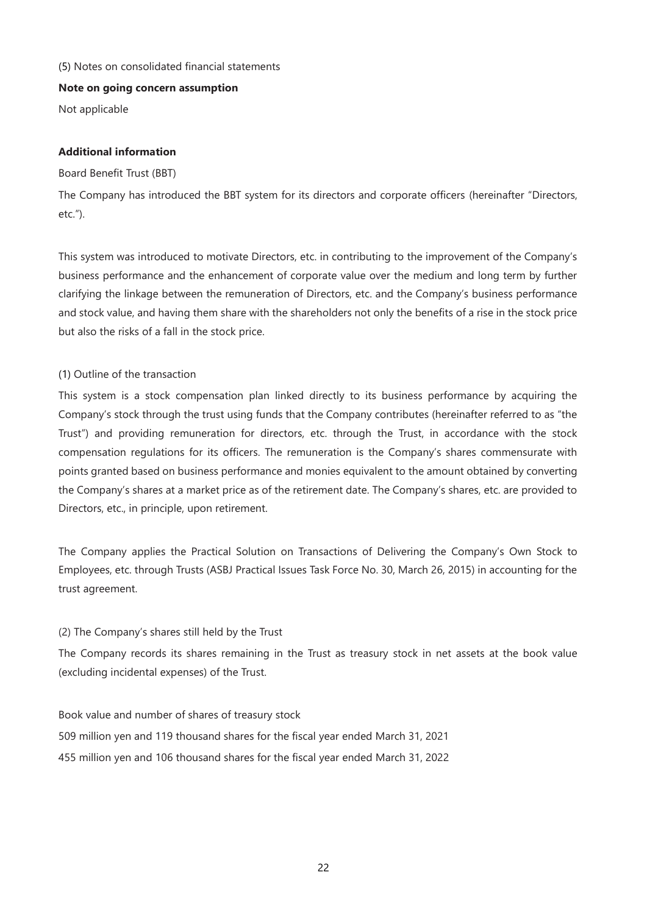## (5) Notes on consolidated financial statements

### Note on going concern assumption

Not applicable

### Additional information

Board Benefit Trust (BBT)

The Company has introduced the BBT system for its directors and corporate officers (hereinafter "Directors, etc.").

This system was introduced to motivate Directors, etc. in contributing to the improvement of the Company's business performance and the enhancement of corporate value over the medium and long term by further clarifying the linkage between the remuneration of Directors, etc. and the Company's business performance and stock value, and having them share with the shareholders not only the benefits of a rise in the stock price but also the risks of a fall in the stock price.

(1) Outline of the transaction

This system is a stock compensation plan linked directly to its business performance by acquiring the Company's stock through the trust using funds that the Company contributes (hereinafter referred to as "the Trust") and providing remuneration for directors, etc. through the Trust, in accordance with the stock compensation regulations for its officers. The remuneration is the Company's shares commensurate with points granted based on business performance and monies equivalent to the amount obtained by converting the Company's shares at a market price as of the retirement date. The Company's shares, etc. are provided to Directors, etc., in principle, upon retirement.

The Company applies the Practical Solution on Transactions of Delivering the Company's Own Stock to Employees, etc. through Trusts (ASBJ Practical Issues Task Force No. 30, March 26, 2015) in accounting for the trust agreement.

(2) The Company's shares still held by the Trust

The Company records its shares remaining in the Trust as treasury stock in net assets at the book value (excluding incidental expenses) of the Trust.

Book value and number of shares of treasury stock

509 million yen and 119 thousand shares for the fiscal year ended March 31, 2021

455 million yen and 106 thousand shares for the fiscal year ended March 31, 2022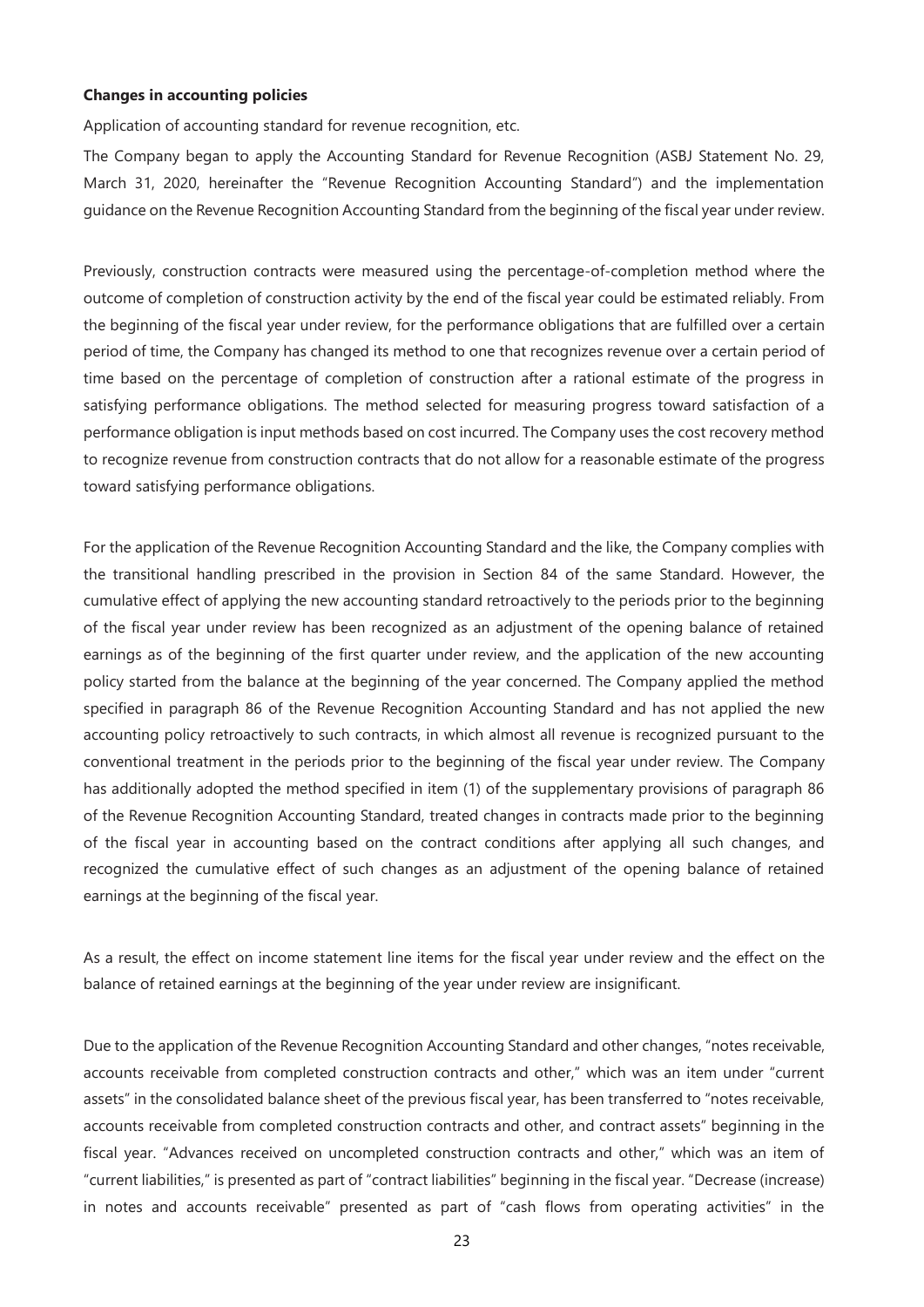**Changes in accounting policies**

Application of accounting standard for revenue recognition, etc.

The Company began to apply the Accounting Standard for Revenue Recognition (ASBJ Statement No. 29, March 31, 2020, hereinafter the "Revenue Recognition Accounting Standard") and the implementation guidance on the Revenue Recognition Accounting Standard from the beginning of the fiscal year under review.

Previously, construction contracts were measured using the percentage-of-completion method where the outcome of completion of construction activity by the end of the fiscal year could be estimated reliably. From the beginning of the fiscal year under review, for the performance obligations that are fulfilled over a certain period of time, the Company has changed its method to one that recognizes revenue over a certain period of time based on the percentage of completion of construction after a rational estimate of the progress in satisfying performance obligations. The method selected for measuring progress toward satisfaction of a performance obligation is input methods based on cost incurred. The Company uses the cost recovery method to recognize revenue from construction contracts that do not allow for a reasonable estimate of the progress toward satisfying performance obligations.

For the application of the Revenue Recognition Accounting Standard and the like, the Company complies with the transitional handling prescribed in the provision in Section 84 of the same Standard. However, the cumulative effect of applying the new accounting standard retroactively to the periods prior to the beginning of the fiscal year under review has been recognized as an adjustment of the opening balance of retained earnings as of the beginning of the first quarter under review, and the application of the new accounting policy started from the balance at the beginning of the year concerned. The Company applied the method specified in paragraph 86 of the Revenue Recognition Accounting Standard and has not applied the new accounting policy retroactively to such contracts, in which almost all revenue is recognized pursuant to the conventional treatment in the periods prior to the beginning of the fiscal year under review. The Company has additionally adopted the method specified in item (1) of the supplementary provisions of paragraph 86 of the Revenue Recognition Accounting Standard, treated changes in contracts made prior to the beginning of the fiscal year in accounting based on the contract conditions after applying all such changes, and recognized the cumulative effect of such changes as an adjustment of the opening balance of retained earnings at the beginning of the fiscal year.

As a result, the effect on income statement line items for the fiscal year under review and the effect on the balance of retained earnings at the beginning of the year under review are insignificant.

Due to the application of the Revenue Recognition Accounting Standard and other changes, "notes receivable, accounts receivable from completed construction contracts and other," which was an item under "current assets" in the consolidated balance sheet of the previous fiscal year, has been transferred to "notes receivable, accounts receivable from completed construction contracts and other, and contract assets" beginning in the fiscal year. "Advances received on uncompleted construction contracts and other," which was an item of "current liabilities," is presented as part of "contract liabilities" beginning in the fiscal year. "Decrease (increase) in notes and accounts receivable" presented as part of "cash flows from operating activities" in the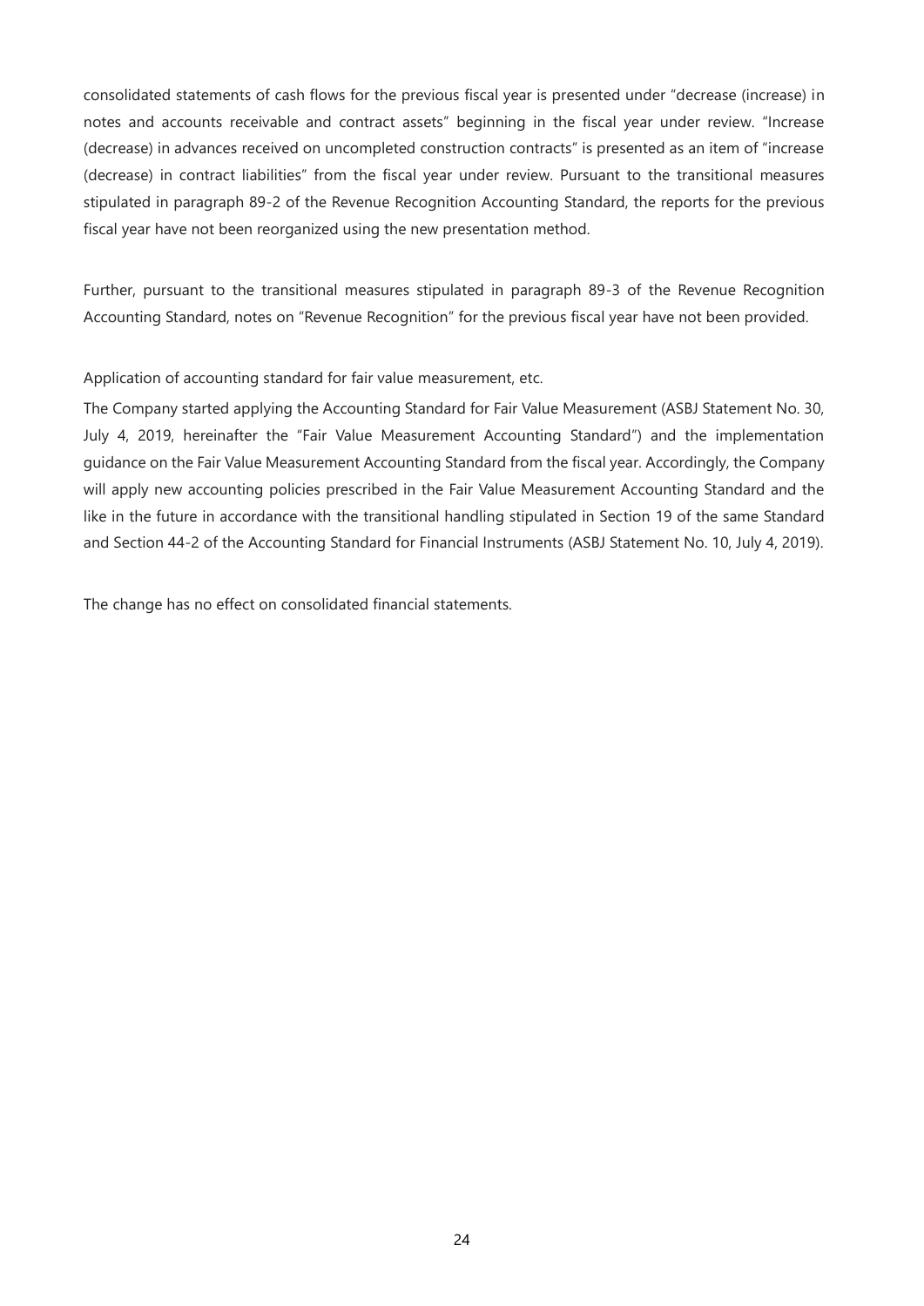consolidated statements of cash flows for the previous fiscal year is presented under "decrease (increase) in notes and accounts receivable and contract assets" beginning in the fiscal year under review. "Increase (decrease) in advances received on uncompleted construction contracts" is presented as an item of "increase (decrease) in contract liabilities" from the fiscal year under review. Pursuant to the transitional measures stipulated in paragraph 89-2 of the Revenue Recognition Accounting Standard, the reports for the previous fiscal year have not been reorganized using the new presentation method.

Further, pursuant to the transitional measures stipulated in paragraph 89-3 of the Revenue Recognition Accounting Standard, notes on "Revenue Recognition" for the previous fiscal year have not been provided.

Application of accounting standard for fair value measurement, etc.

The Company started applying the Accounting Standard for Fair Value Measurement (ASBJ Statement No. 30, July 4, 2019, hereinafter the "Fair Value Measurement Accounting Standard") and the implementation guidance on the Fair Value Measurement Accounting Standard from the fiscal year. Accordingly, the Company will apply new accounting policies prescribed in the Fair Value Measurement Accounting Standard and the like in the future in accordance with the transitional handling stipulated in Section 19 of the same Standard and Section 44-2 of the Accounting Standard for Financial Instruments (ASBJ Statement No. 10, July 4, 2019).

The change has no effect on consolidated financial statements.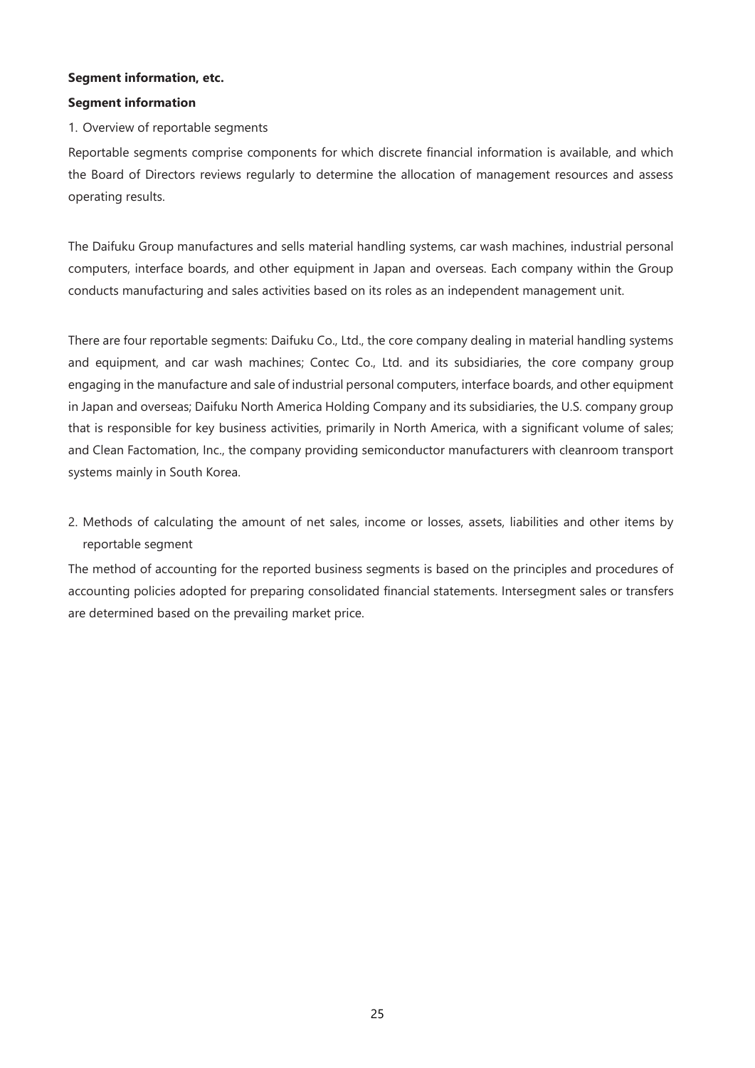**Segment information, etc.**

**Segment information**

1. Overview of reportable segments

Reportable segments comprise components for which discrete financial information is available, and which the Board of Directors reviews regularly to determine the allocation of management resources and assess operating results.

The Daifuku Group manufactures and sells material handling systems, car wash machines, industrial personal computers, interface boards, and other equipment in Japan and overseas. Each company within the Group conducts manufacturing and sales activities based on its roles as an independent management unit.

There are four reportable segments: Daifuku Co., Ltd., the core company dealing in material handling systems and equipment, and car wash machines; Contec Co., Ltd. and its subsidiaries, the core company group engaging in the manufacture and sale of industrial personal computers, interface boards, and other equipment in Japan and overseas; Daifuku North America Holding Company and its subsidiaries, the U.S. company group that is responsible for key business activities, primarily in North America, with a significant volume of sales; and Clean Factomation, Inc., the company providing semiconductor manufacturers with cleanroom transport systems mainly in South Korea.

2. Methods of calculating the amount of net sales, income or losses, assets, liabilities and other items by reportable segment

The method of accounting for the reported business segments is based on the principles and procedures of accounting policies adopted for preparing consolidated financial statements. Intersegment sales or transfers are determined based on the prevailing market price.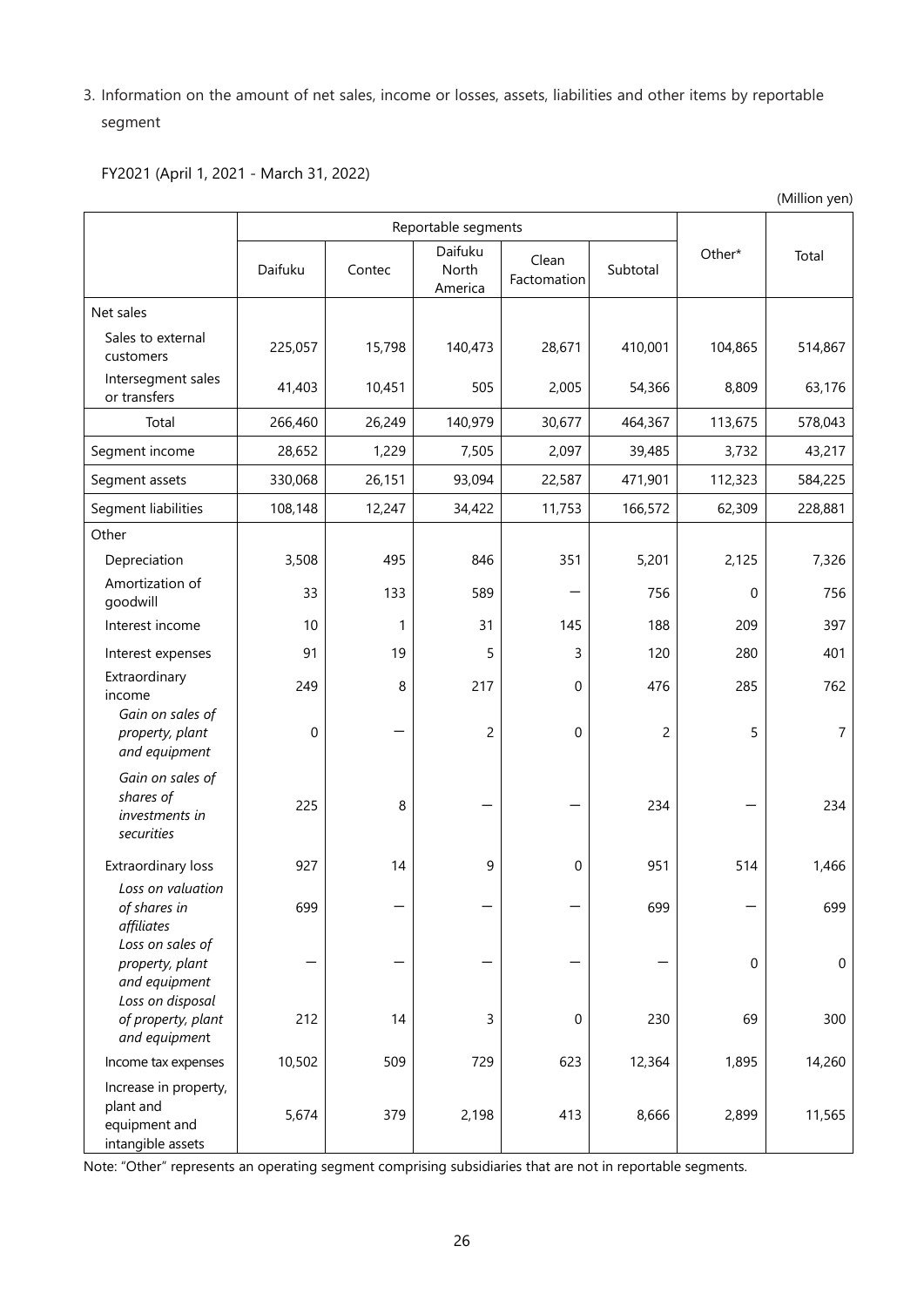3. Information on the amount of net sales, income or losses, assets, liabilities and other items by reportable segment

FY2021 (April 1, 2021 - March 31, 2022)

(Million yen)

| | Reportable segments | | | | | Other* | Total |
|---|---|---|---|---|---|---|---|
| | Daifuku | Contec | Daifuku North America | Clean Factomation | Subtotal | | |
| Net sales | | | | | | | |
| Sales to external customers | 225,057 | 15,798 | 140,473 | 28,671 | 410,001 | 104,865 | 514,867 |
| Intersegment sales or transfers | 41,403 | 10,451 | 505 | 2,005 | 54,366 | 8,809 | 63,176 |
| Total | 266,460 | 26,249 | 140,979 | 30,677 | 464,367 | 113,675 | 578,043 |
| Segment income | 28,652 | 1,229 | 7,505 | 2,097 | 39,485 | 3,732 | 43,217 |
| Segment assets | 330,068 | 26,151 | 93,094 | 22,587 | 471,901 | 112,323 | 584,225 |
| Segment liabilities | 108,148 | 12,247 | 34,422 | 11,753 | 166,572 | 62,309 | 228,881 |
| Other | | | | | | | |
| Depreciation | 3,508 | 495 | 846 | 351 | 5,201 | 2,125 | 7,326 |
| Amortization of goodwill | 33 | 133 | 589 | – | 756 | 0 | 756 |
| Interest income | 10 | 1 | 31 | 145 | 188 | 209 | 397 |
| Interest expenses | 91 | 19 | 5 | 3 | 120 | 280 | 401 |
| Extraordinary income | 249 | 8 | 217 | 0 | 476 | 285 | 762 |
| *Gain on sales of property, plant and equipment* | 0 | – | 2 | 0 | 2 | 5 | 7 |
| *Gain on sales of shares of investments in securities* | 225 | 8 | – | – | 234 | – | 234 |
| Extraordinary loss | 927 | 14 | 9 | 0 | 951 | 514 | 1,466 |
| *Loss on valuation of shares in affiliates* | 699 | – | – | – | 699 | – | 699 |
| *Loss on sales of property, plant and equipment* | – | – | – | – | – | 0 | 0 |
| *Loss on disposal of property, plant and equipment* | 212 | 14 | 3 | 0 | 230 | 69 | 300 |
| Income tax expenses | 10,502 | 509 | 729 | 623 | 12,364 | 1,895 | 14,260 |
| Increase in property, plant and equipment and intangible assets | 5,674 | 379 | 2,198 | 413 | 8,666 | 2,899 | 11,565 |

Note: "Other" represents an operating segment comprising subsidiaries that are not in reportable segments.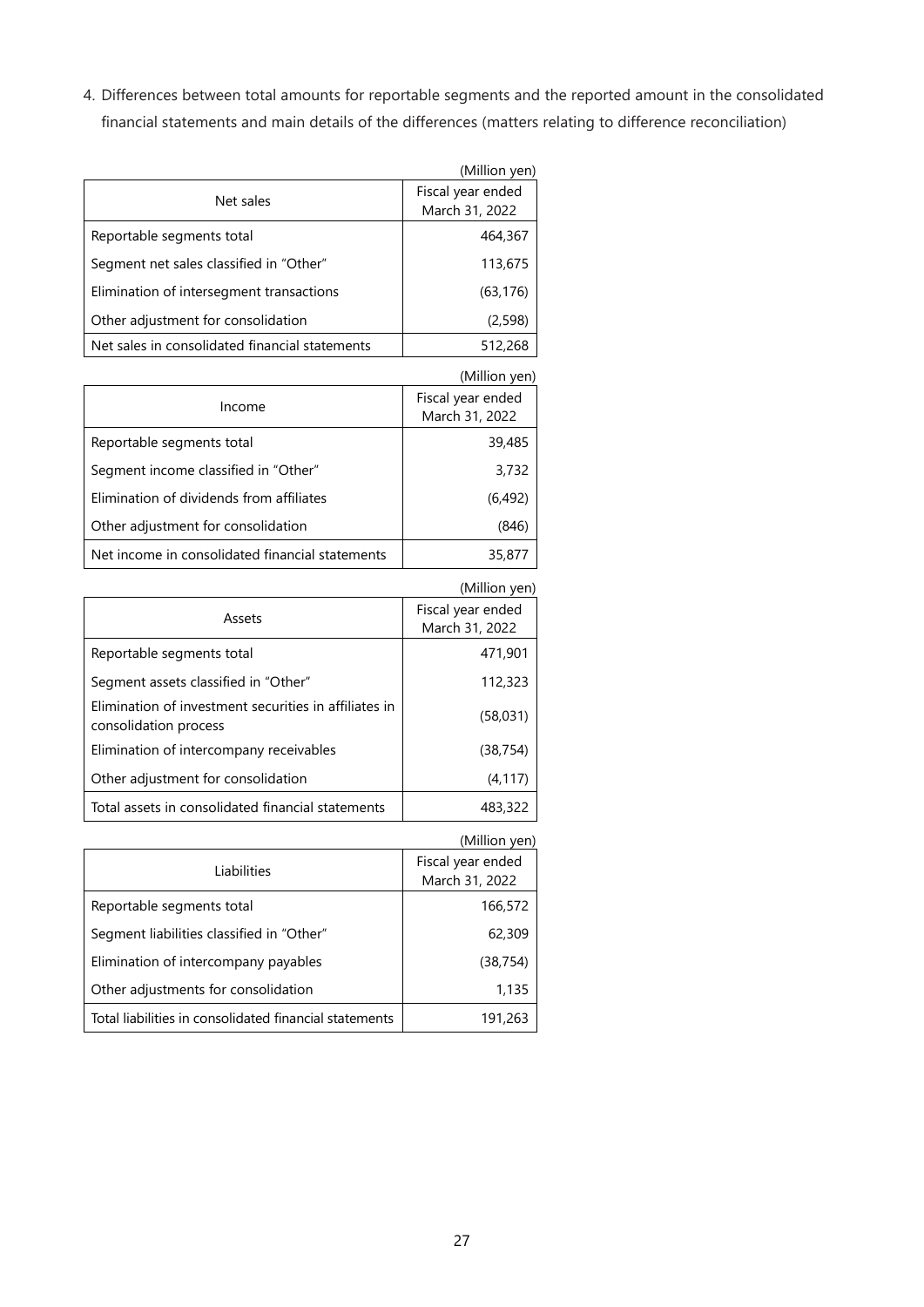4. Differences between total amounts for reportable segments and the reported amount in the consolidated financial statements and main details of the differences (matters relating to difference reconciliation)

(Million yen)

| Net sales | Fiscal year ended March 31, 2022 |
|---|---:|
| Reportable segments total | 464,367 |
| Segment net sales classified in "Other" | 113,675 |
| Elimination of intersegment transactions | (63,176) |
| Other adjustment for consolidation | (2,598) |
| Net sales in consolidated financial statements | 512,268 |

(Million yen)

| Income | Fiscal year ended March 31, 2022 |
|---|---:|
| Reportable segments total | 39,485 |
| Segment income classified in "Other" | 3,732 |
| Elimination of dividends from affiliates | (6,492) |
| Other adjustment for consolidation | (846) |
| Net income in consolidated financial statements | 35,877 |

(Million yen)

| Assets | Fiscal year ended March 31, 2022 |
|---|---:|
| Reportable segments total | 471,901 |
| Segment assets classified in "Other" | 112,323 |
| Elimination of investment securities in affiliates in consolidation process | (58,031) |
| Elimination of intercompany receivables | (38,754) |
| Other adjustment for consolidation | (4,117) |
| Total assets in consolidated financial statements | 483,322 |

(Million yen)

| Liabilities | Fiscal year ended March 31, 2022 |
|---|---:|
| Reportable segments total | 166,572 |
| Segment liabilities classified in "Other" | 62,309 |
| Elimination of intercompany payables | (38,754) |
| Other adjustments for consolidation | 1,135 |
| Total liabilities in consolidated financial statements | 191,263 |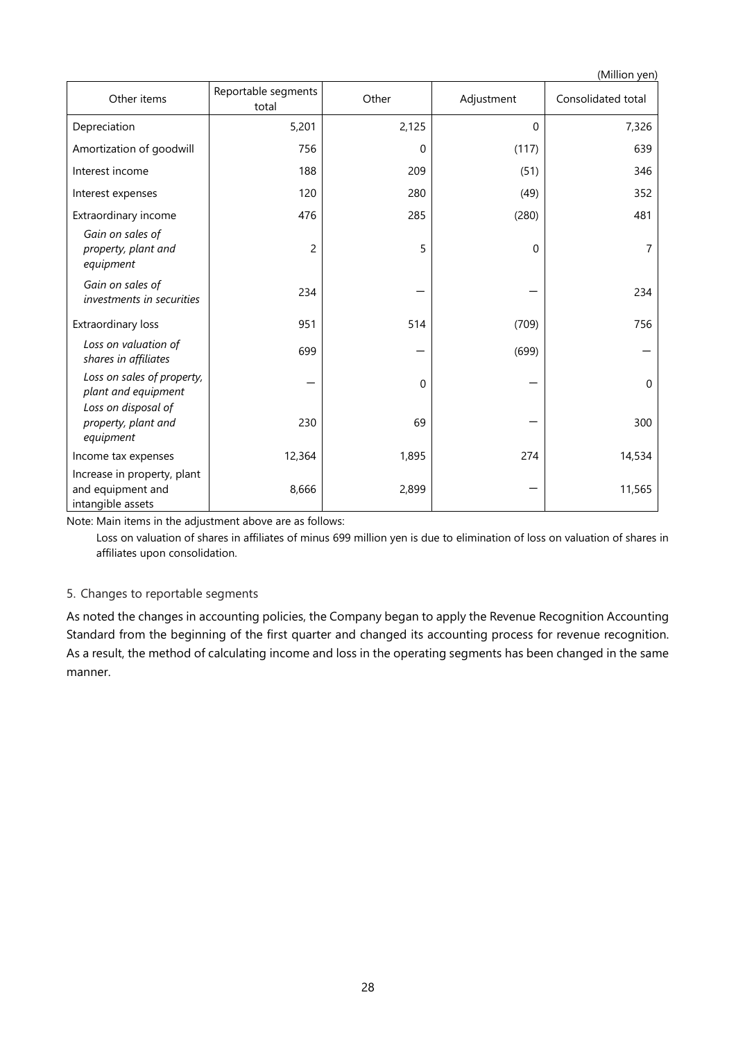(Million yen)

| Other items | Reportable segments total | Other | Adjustment | Consolidated total |
|---|---|---|---|---|
| Depreciation | 5,201 | 2,125 | 0 | 7,326 |
| Amortization of goodwill | 756 | 0 | (117) | 639 |
| Interest income | 188 | 209 | (51) | 346 |
| Interest expenses | 120 | 280 | (49) | 352 |
| Extraordinary income | 476 | 285 | (280) | 481 |
| *Gain on sales of property, plant and equipment* | 2 | 5 | 0 | 7 |
| *Gain on sales of investments in securities* | 234 | ― | ― | 234 |
| Extraordinary loss | 951 | 514 | (709) | 756 |
| *Loss on valuation of shares in affiliates* | 699 | ― | (699) | ― |
| *Loss on sales of property, plant and equipment* | ― | 0 | ― | 0 |
| *Loss on disposal of property, plant and equipment* | 230 | 69 | ― | 300 |
| Income tax expenses | 12,364 | 1,895 | 274 | 14,534 |
| Increase in property, plant and equipment and intangible assets | 8,666 | 2,899 | ― | 11,565 |

Note: Main items in the adjustment above are as follows:

Loss on valuation of shares in affiliates of minus 699 million yen is due to elimination of loss on valuation of shares in affiliates upon consolidation.

5. Changes to reportable segments

As noted the changes in accounting policies, the Company began to apply the Revenue Recognition Accounting Standard from the beginning of the first quarter and changed its accounting process for revenue recognition. As a result, the method of calculating income and loss in the operating segments has been changed in the same manner.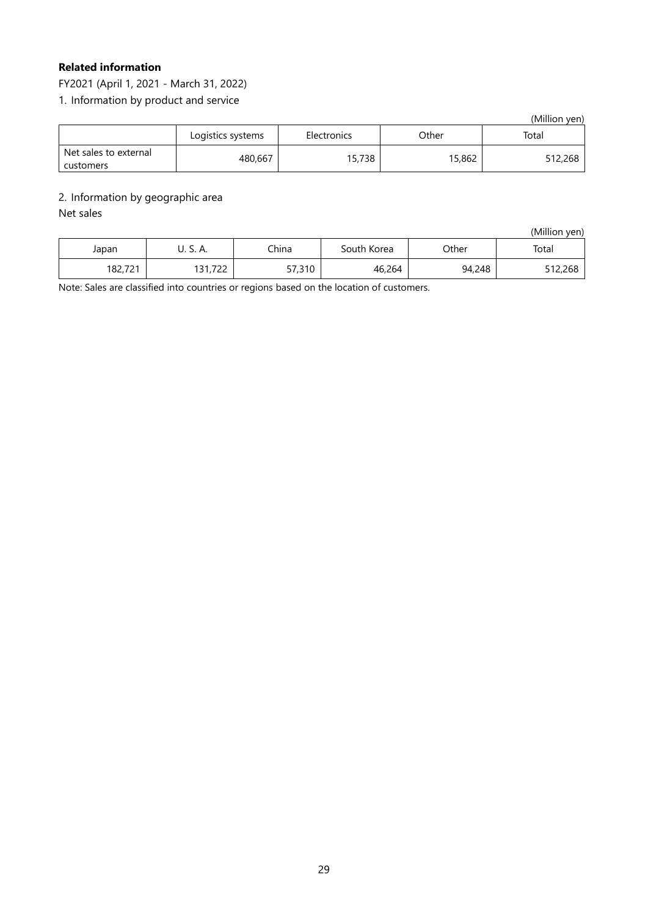**Related information**

FY2021 (April 1, 2021 - March 31, 2022)

1. Information by product and service

(Million yen)

| | Logistics systems | Electronics | Other | Total |
|---|---|---|---|---|
| Net sales to external customers | 480,667 | 15,738 | 15,862 | 512,268 |

2. Information by geographic area

Net sales

(Million yen)

| Japan | U. S. A. | China | South Korea | Other | Total |
|---|---|---|---|---|---|
| 182,721 | 131,722 | 57,310 | 46,264 | 94,248 | 512,268 |

Note: Sales are classified into countries or regions based on the location of customers.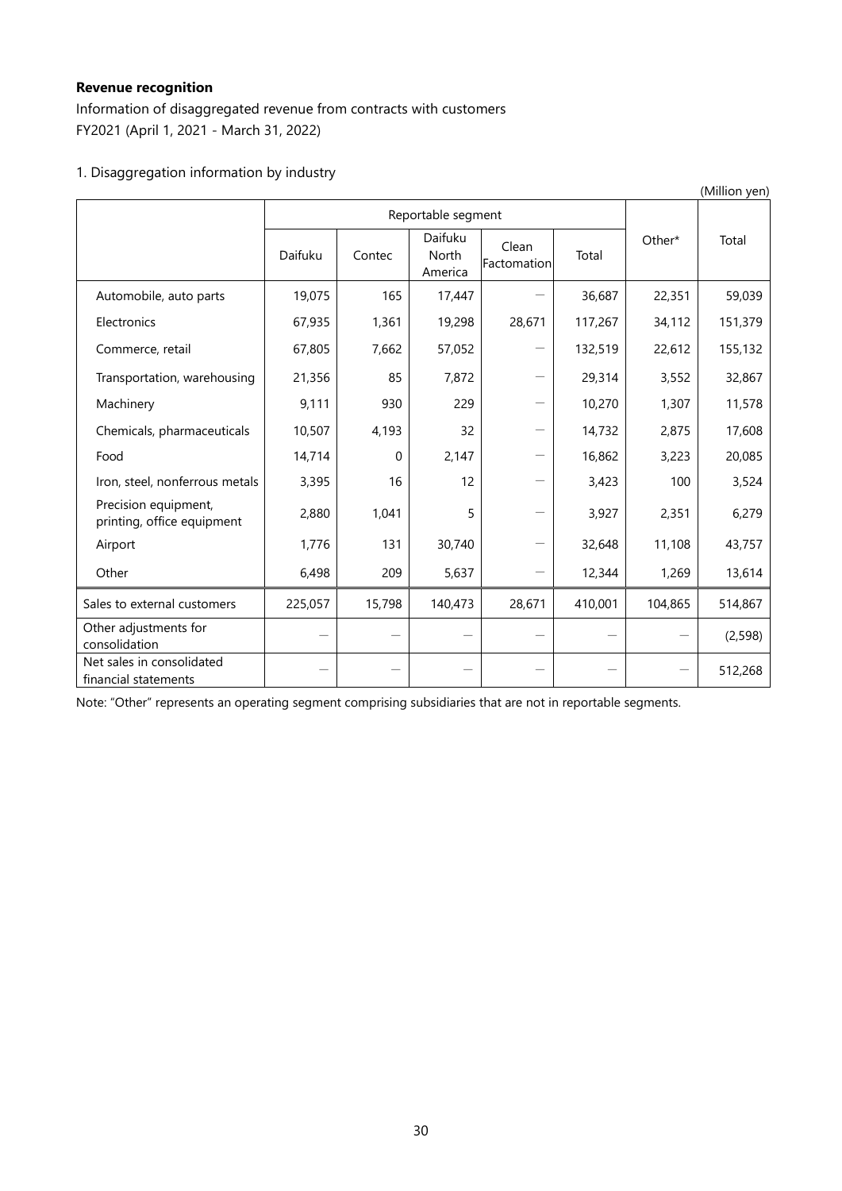**Revenue recognition**

Information of disaggregated revenue from contracts with customers
FY2021 (April 1, 2021 - March 31, 2022)

1. Disaggregation information by industry

(Million yen)

| | Reportable segment | | | | | Other* | Total |
|---|---|---|---|---|---|---|---|
| | Daifuku | Contec | Daifuku North America | Clean Factomation | Total | | |
| Automobile, auto parts | 19,075 | 165 | 17,447 | — | 36,687 | 22,351 | 59,039 |
| Electronics | 67,935 | 1,361 | 19,298 | 28,671 | 117,267 | 34,112 | 151,379 |
| Commerce, retail | 67,805 | 7,662 | 57,052 | — | 132,519 | 22,612 | 155,132 |
| Transportation, warehousing | 21,356 | 85 | 7,872 | — | 29,314 | 3,552 | 32,867 |
| Machinery | 9,111 | 930 | 229 | — | 10,270 | 1,307 | 11,578 |
| Chemicals, pharmaceuticals | 10,507 | 4,193 | 32 | — | 14,732 | 2,875 | 17,608 |
| Food | 14,714 | 0 | 2,147 | — | 16,862 | 3,223 | 20,085 |
| Iron, steel, nonferrous metals | 3,395 | 16 | 12 | — | 3,423 | 100 | 3,524 |
| Precision equipment, printing, office equipment | 2,880 | 1,041 | 5 | — | 3,927 | 2,351 | 6,279 |
| Airport | 1,776 | 131 | 30,740 | — | 32,648 | 11,108 | 43,757 |
| Other | 6,498 | 209 | 5,637 | — | 12,344 | 1,269 | 13,614 |
| Sales to external customers | 225,057 | 15,798 | 140,473 | 28,671 | 410,001 | 104,865 | 514,867 |
| Other adjustments for consolidation | — | — | — | — | — | — | (2,598) |
| Net sales in consolidated financial statements | — | — | — | — | — | — | 512,268 |

Note: "Other" represents an operating segment comprising subsidiaries that are not in reportable segments.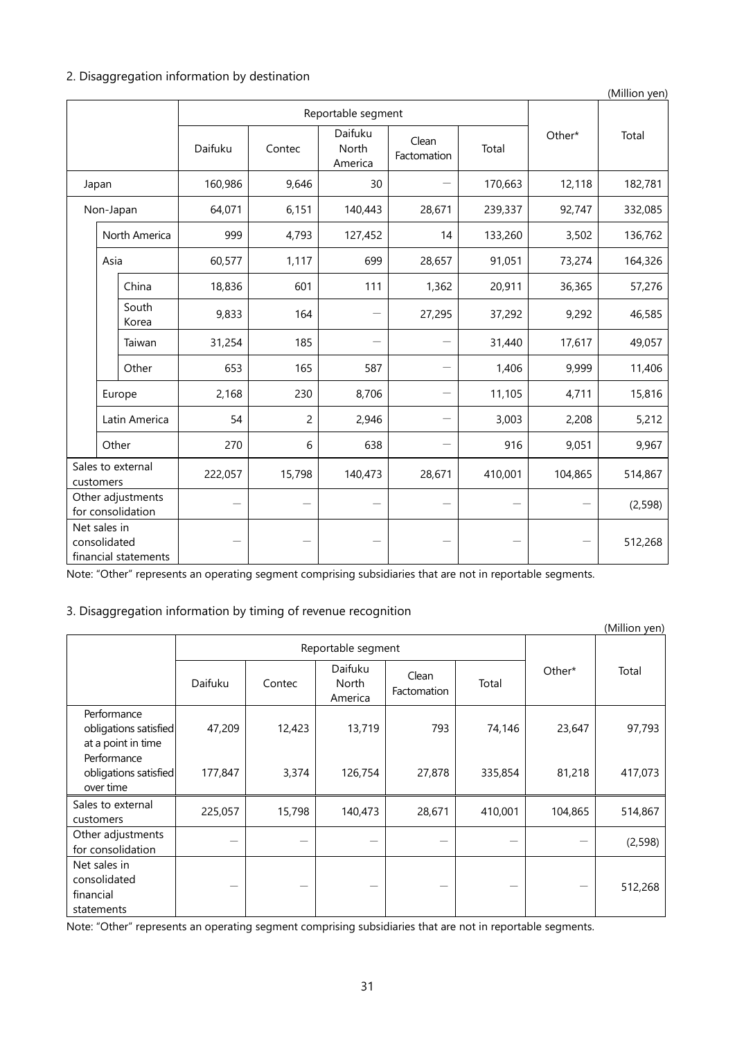## 2. Disaggregation information by destination

(Million yen)

| | | | Reportable segment | | | | | Other* | Total |
|---|---|---|---|---|---|---|---|---|---|
| | | | Daifuku | Contec | Daifuku North America | Clean Factomation | Total | | |
| Japan | | | 160,986 | 9,646 | 30 | — | 170,663 | 12,118 | 182,781 |
| Non-Japan | | | 64,071 | 6,151 | 140,443 | 28,671 | 239,337 | 92,747 | 332,085 |
| | North America | | 999 | 4,793 | 127,452 | 14 | 133,260 | 3,502 | 136,762 |
| | Asia | | 60,577 | 1,117 | 699 | 28,657 | 91,051 | 73,274 | 164,326 |
| | | China | 18,836 | 601 | 111 | 1,362 | 20,911 | 36,365 | 57,276 |
| | | South Korea | 9,833 | 164 | — | 27,295 | 37,292 | 9,292 | 46,585 |
| | | Taiwan | 31,254 | 185 | — | — | 31,440 | 17,617 | 49,057 |
| | | Other | 653 | 165 | 587 | — | 1,406 | 9,999 | 11,406 |
| | Europe | | 2,168 | 230 | 8,706 | — | 11,105 | 4,711 | 15,816 |
| | Latin America | | 54 | 2 | 2,946 | — | 3,003 | 2,208 | 5,212 |
| | Other | | 270 | 6 | 638 | — | 916 | 9,051 | 9,967 |
| Sales to external customers | | | 222,057 | 15,798 | 140,473 | 28,671 | 410,001 | 104,865 | 514,867 |
| Other adjustments for consolidation | | | — | — | — | — | — | — | (2,598) |
| Net sales in consolidated financial statements | | | — | — | — | — | — | — | 512,268 |

Note: "Other" represents an operating segment comprising subsidiaries that are not in reportable segments.

## 3. Disaggregation information by timing of revenue recognition

(Million yen)

| | Reportable segment | | | | | Other* | Total |
|---|---|---|---|---|---|---|---|
| | Daifuku | Contec | Daifuku North America | Clean Factomation | Total | | |
| Performance obligations satisfied at a point in time | 47,209 | 12,423 | 13,719 | 793 | 74,146 | 23,647 | 97,793 |
| Performance obligations satisfied over time | 177,847 | 3,374 | 126,754 | 27,878 | 335,854 | 81,218 | 417,073 |
| Sales to external customers | 225,057 | 15,798 | 140,473 | 28,671 | 410,001 | 104,865 | 514,867 |
| Other adjustments for consolidation | — | — | — | — | — | — | (2,598) |
| Net sales in consolidated financial statements | — | — | — | — | — | — | 512,268 |

Note: "Other" represents an operating segment comprising subsidiaries that are not in reportable segments.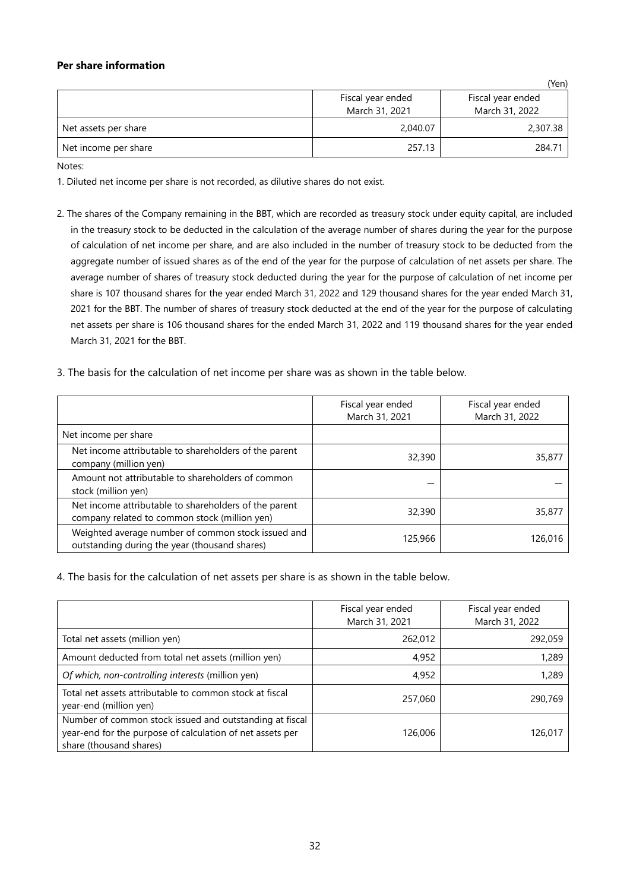**Per share information**

(Yen)

| | Fiscal year ended March 31, 2021 | Fiscal year ended March 31, 2022 |
|---|---|---|
| Net assets per share | 2,040.07 | 2,307.38 |
| Net income per share | 257.13 | 284.71 |

Notes:

1. Diluted net income per share is not recorded, as dilutive shares do not exist.

2. The shares of the Company remaining in the BBT, which are recorded as treasury stock under equity capital, are included in the treasury stock to be deducted in the calculation of the average number of shares during the year for the purpose of calculation of net income per share, and are also included in the number of treasury stock to be deducted from the aggregate number of issued shares as of the end of the year for the purpose of calculation of net assets per share. The average number of shares of treasury stock deducted during the year for the purpose of calculation of net income per share is 107 thousand shares for the year ended March 31, 2022 and 129 thousand shares for the year ended March 31, 2021 for the BBT. The number of shares of treasury stock deducted at the end of the year for the purpose of calculating net assets per share is 106 thousand shares for the ended March 31, 2022 and 119 thousand shares for the year ended March 31, 2021 for the BBT.

3. The basis for the calculation of net income per share was as shown in the table below.

| | Fiscal year ended March 31, 2021 | Fiscal year ended March 31, 2022 |
|---|---|---|
| Net income per share | | |
| Net income attributable to shareholders of the parent company (million yen) | 32,390 | 35,877 |
| Amount not attributable to shareholders of common stock (million yen) | — | — |
| Net income attributable to shareholders of the parent company related to common stock (million yen) | 32,390 | 35,877 |
| Weighted average number of common stock issued and outstanding during the year (thousand shares) | 125,966 | 126,016 |

4. The basis for the calculation of net assets per share is as shown in the table below.

| | Fiscal year ended March 31, 2021 | Fiscal year ended March 31, 2022 |
|---|---|---|
| Total net assets (million yen) | 262,012 | 292,059 |
| Amount deducted from total net assets (million yen) | 4,952 | 1,289 |
| *Of which, non-controlling interests* (million yen) | 4,952 | 1,289 |
| Total net assets attributable to common stock at fiscal year-end (million yen) | 257,060 | 290,769 |
| Number of common stock issued and outstanding at fiscal year-end for the purpose of calculation of net assets per share (thousand shares) | 126,006 | 126,017 |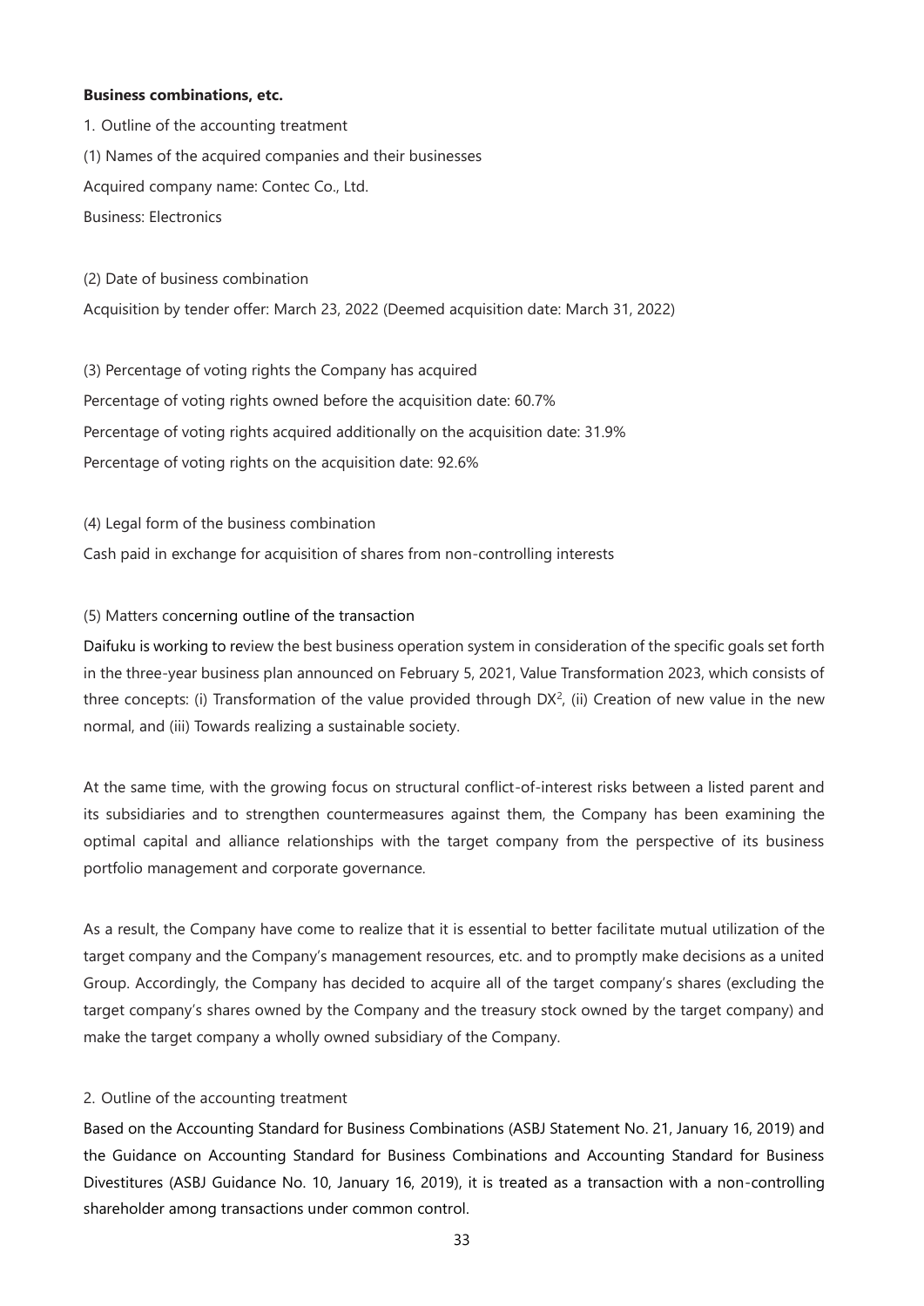**Business combinations, etc.**

1. Outline of the accounting treatment

(1) Names of the acquired companies and their businesses

Acquired company name: Contec Co., Ltd.

Business: Electronics

(2) Date of business combination

Acquisition by tender offer: March 23, 2022 (Deemed acquisition date: March 31, 2022)

(3) Percentage of voting rights the Company has acquired

Percentage of voting rights owned before the acquisition date: 60.7%

Percentage of voting rights acquired additionally on the acquisition date: 31.9%

Percentage of voting rights on the acquisition date: 92.6%

(4) Legal form of the business combination

Cash paid in exchange for acquisition of shares from non-controlling interests

(5) Matters concerning outline of the transaction

Daifuku is working to review the best business operation system in consideration of the specific goals set forth in the three-year business plan announced on February 5, 2021, Value Transformation 2023, which consists of three concepts: (i) Transformation of the value provided through DX[2], (ii) Creation of new value in the new normal, and (iii) Towards realizing a sustainable society.

At the same time, with the growing focus on structural conflict-of-interest risks between a listed parent and its subsidiaries and to strengthen countermeasures against them, the Company has been examining the optimal capital and alliance relationships with the target company from the perspective of its business portfolio management and corporate governance.

As a result, the Company have come to realize that it is essential to better facilitate mutual utilization of the target company and the Company's management resources, etc. and to promptly make decisions as a united Group. Accordingly, the Company has decided to acquire all of the target company's shares (excluding the target company's shares owned by the Company and the treasury stock owned by the target company) and make the target company a wholly owned subsidiary of the Company.

2. Outline of the accounting treatment

Based on the Accounting Standard for Business Combinations (ASBJ Statement No. 21, January 16, 2019) and the Guidance on Accounting Standard for Business Combinations and Accounting Standard for Business Divestitures (ASBJ Guidance No. 10, January 16, 2019), it is treated as a transaction with a non-controlling shareholder among transactions under common control.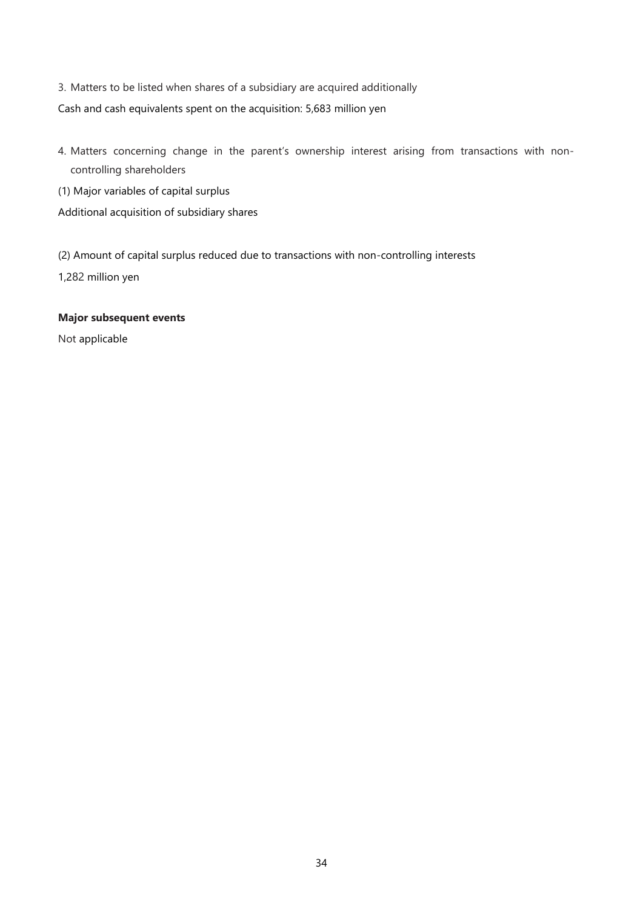3. Matters to be listed when shares of a subsidiary are acquired additionally

Cash and cash equivalents spent on the acquisition: 5,683 million yen

4. Matters concerning change in the parent's ownership interest arising from transactions with non-controlling shareholders

(1) Major variables of capital surplus

Additional acquisition of subsidiary shares

(2) Amount of capital surplus reduced due to transactions with non-controlling interests

1,282 million yen

**Major subsequent events**

Not applicable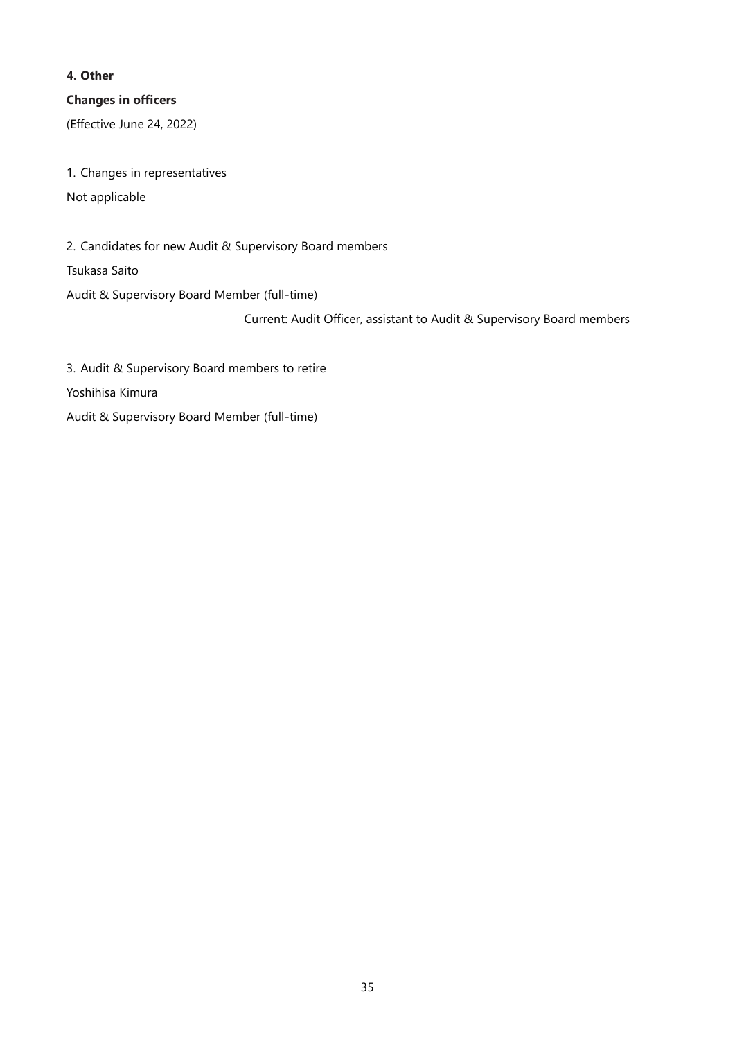## 4. Other

### Changes in officers

(Effective June 24, 2022)

1. Changes in representatives

Not applicable

2. Candidates for new Audit & Supervisory Board members

Tsukasa Saito

Audit & Supervisory Board Member (full-time)

Current: Audit Officer, assistant to Audit & Supervisory Board members

3. Audit & Supervisory Board members to retire

Yoshihisa Kimura

Audit & Supervisory Board Member (full-time)